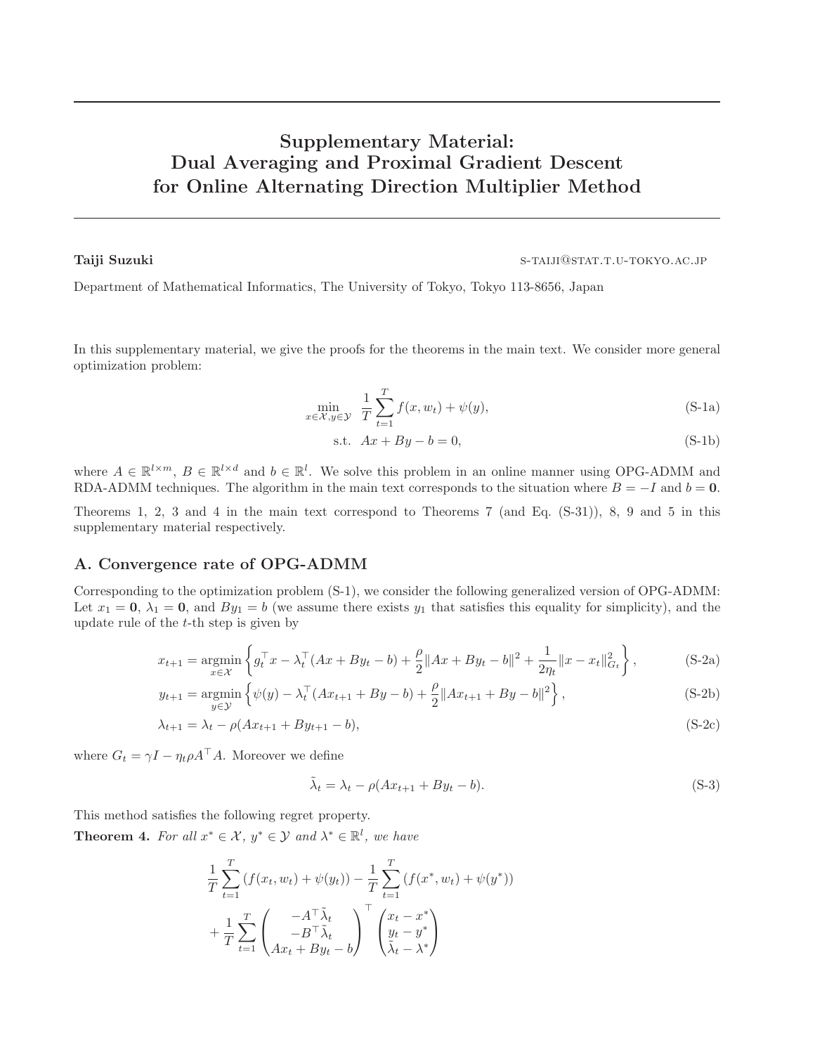# Supplementary Material: Dual Averaging and Proximal Gradient Descent for Online Alternating Direction Multiplier Method

**Taiji Suzuki** S-TAIJI@STAT.T.U-TOKYO.AC.JP

Department of Mathematical Informatics, The University of Tokyo, Tokyo 113-8656, Japan

In this supplementary material, we give the proofs for the theorems in the main text. We consider more general optimization problem:

$$\min_{x \in \mathcal{X}, y \in \mathcal{Y}} \quad \frac{1}{T}\sum_{t=1}^{T} f(x, w_t) + \psi(y), \tag{S-1a}$$

$$\text{s.t.} \quad Ax + By - b = 0, \tag{S-1b}$$

where $A \in \mathbb{R}^{l \times m}$, $B \in \mathbb{R}^{l \times d}$ and $b \in \mathbb{R}^l$. We solve this problem in an online manner using OPG-ADMM and RDA-ADMM techniques. The algorithm in the main text corresponds to the situation where $B = -I$ and $b = \mathbf{0}$.

Theorems 1, 2, 3 and 4 in the main text correspond to Theorems 7 (and Eq. (S-31)), 8, 9 and 5 in this supplementary material respectively.

## A. Convergence rate of OPG-ADMM

Corresponding to the optimization problem (S-1), we consider the following generalized version of OPG-ADMM: Let $x_1 = \mathbf{0}$, $\lambda_1 = \mathbf{0}$, and $By_1 = b$ (we assume there exists $y_1$ that satisfies this equality for simplicity), and the update rule of the $t$-th step is given by

$$x_{t+1} = \operatorname*{argmin}_{x \in \mathcal{X}} \left\{ g_t^\top x - \lambda_t^\top (Ax + By_t - b) + \frac{\rho}{2}\|Ax + By_t - b\|^2 + \frac{1}{2\eta_t}\|x - x_t\|_{G_t}^2 \right\}, \tag{S-2a}$$

$$y_{t+1} = \operatorname*{argmin}_{y \in \mathcal{Y}} \left\{ \psi(y) - \lambda_t^\top (Ax_{t+1} + By - b) + \frac{\rho}{2}\|Ax_{t+1} + By - b\|^2 \right\}, \tag{S-2b}$$

$$\lambda_{t+1} = \lambda_t - \rho(Ax_{t+1} + By_{t+1} - b), \tag{S-2c}$$

where $G_t = \gamma I - \eta_t \rho A^\top A$. Moreover we define

$$\tilde{\lambda}_t = \lambda_t - \rho(Ax_{t+1} + By_t - b). \tag{S-3}$$

This method satisfies the following regret property.

**Theorem 4.** *For all $x^* \in \mathcal{X}$, $y^* \in \mathcal{Y}$ and $\lambda^* \in \mathbb{R}^l$, we have*

$$\frac{1}{T}\sum_{t=1}^{T}(f(x_t, w_t) + \psi(y_t)) - \frac{1}{T}\sum_{t=1}^{T}(f(x^*, w_t) + \psi(y^*))$$
$$+ \frac{1}{T}\sum_{t=1}^{T}\begin{pmatrix} -A^\top \tilde{\lambda}_t \\ -B^\top \tilde{\lambda}_t \\ Ax_t + By_t - b \end{pmatrix}^\top \begin{pmatrix} x_t - x^* \\ y_t - y^* \\ \tilde{\lambda}_t - \lambda^* \end{pmatrix}$$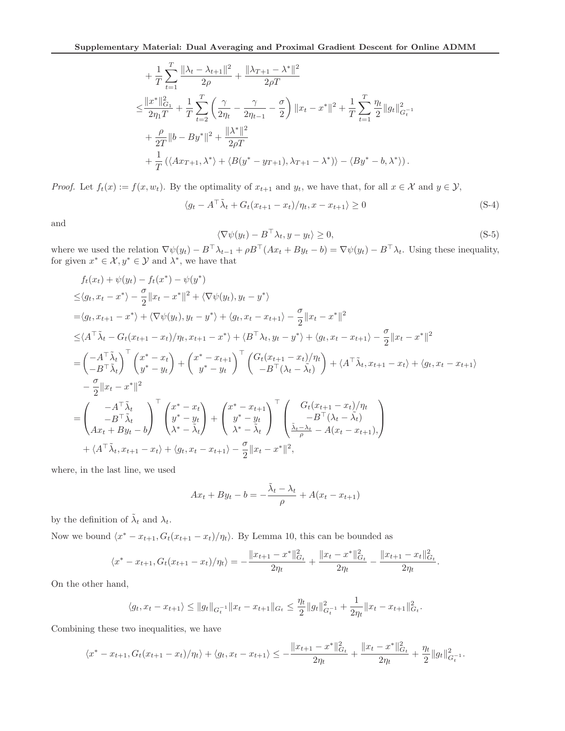$$
\begin{aligned}
&+ \frac{1}{T}\sum_{t=1}^{T} \frac{\|\lambda_t - \lambda_{t+1}\|^2}{2\rho} + \frac{\|\lambda_{T+1} - \lambda^*\|^2}{2\rho T} \\
\leq & \frac{\|x^*\|_{G_1}^2}{2\eta_1 T} + \frac{1}{T}\sum_{t=2}^{T}\left(\frac{\gamma}{2\eta_t} - \frac{\gamma}{2\eta_{t-1}} - \frac{\sigma}{2}\right)\|x_t - x^*\|^2 + \frac{1}{T}\sum_{t=1}^{T}\frac{\eta_t}{2}\|g_t\|_{G_t^{-1}}^2 \\
&+ \frac{\rho}{2T}\|b - By^*\|^2 + \frac{\|\lambda^*\|^2}{2\rho T} \\
&+ \frac{1}{T}\left(\langle Ax_{T+1}, \lambda^*\rangle + \langle B(y^* - y_{T+1}), \lambda_{T+1} - \lambda^*\rangle\right) - \langle By^* - b, \lambda^*\rangle\big).
\end{aligned}
$$

*Proof.* Let $f_t(x) := f(x, w_t)$. By the optimality of $x_{t+1}$ and $y_t$, we have that, for all $x \in \mathcal{X}$ and $y \in \mathcal{Y}$,

$$
\langle g_t - A^\top \tilde{\lambda}_t + G_t(x_{t+1} - x_t)/\eta_t, x - x_{t+1}\rangle \geq 0 \tag{S-4}
$$

and

$$
\langle \nabla\psi(y_t) - B^\top \lambda_t, y - y_t\rangle \geq 0, \tag{S-5}
$$

where we used the relation $\nabla\psi(y_t) - B^\top\lambda_{t-1} + \rho B^\top(Ax_t + By_t - b) = \nabla\psi(y_t) - B^\top\lambda_t$. Using these inequality, for given $x^* \in \mathcal{X}, y^* \in \mathcal{Y}$ and $\lambda^*$, we have that

$$
\begin{aligned}
& f_t(x_t) + \psi(y_t) - f_t(x^*) - \psi(y^*) \\
\leq & \langle g_t, x_t - x^*\rangle - \frac{\sigma}{2}\|x_t - x^*\|^2 + \langle \nabla\psi(y_t), y_t - y^*\rangle \\
= & \langle g_t, x_{t+1} - x^*\rangle + \langle \nabla\psi(y_t), y_t - y^*\rangle + \langle g_t, x_t - x_{t+1}\rangle - \frac{\sigma}{2}\|x_t - x^*\|^2 \\
\leq & \langle A^\top\tilde{\lambda}_t - G_t(x_{t+1} - x_t)/\eta_t, x_{t+1} - x^*\rangle + \langle B^\top\lambda_t, y_t - y^*\rangle + \langle g_t, x_t - x_{t+1}\rangle - \frac{\sigma}{2}\|x_t - x^*\|^2 \\
= & \begin{pmatrix} -A^\top\tilde{\lambda}_t \\ -B^\top\tilde{\lambda}_t \end{pmatrix}^\top \begin{pmatrix} x^* - x_t \\ y^* - y_t \end{pmatrix} + \begin{pmatrix} x^* - x_{t+1} \\ y^* - y_t \end{pmatrix}^\top \begin{pmatrix} G_t(x_{t+1} - x_t)/\eta_t \\ -B^\top(\lambda_t - \tilde{\lambda}_t) \end{pmatrix} + \langle A^\top\tilde{\lambda}_t, x_{t+1} - x_t\rangle + \langle g_t, x_t - x_{t+1}\rangle \\
& - \frac{\sigma}{2}\|x_t - x^*\|^2 \\
= & \begin{pmatrix} -A^\top\tilde{\lambda}_t \\ -B^\top\tilde{\lambda}_t \\ Ax_t + By_t - b \end{pmatrix}^\top \begin{pmatrix} x^* - x_t \\ y^* - y_t \\ \lambda^* - \tilde{\lambda}_t \end{pmatrix} + \begin{pmatrix} x^* - x_{t+1} \\ y^* - y_t \\ \lambda^* - \tilde{\lambda}_t \end{pmatrix}^\top \begin{pmatrix} G_t(x_{t+1} - x_t)/\eta_t \\ -B^\top(\lambda_t - \tilde{\lambda}_t) \\ \frac{\tilde{\lambda}_t - \lambda_t}{\rho} - A(x_t - x_{t+1}), \end{pmatrix} \\
& + \langle A^\top\tilde{\lambda}_t, x_{t+1} - x_t\rangle + \langle g_t, x_t - x_{t+1}\rangle - \frac{\sigma}{2}\|x_t - x^*\|^2,
\end{aligned}
$$

where, in the last line, we used

$$
Ax_t + By_t - b = -\frac{\tilde{\lambda}_t - \lambda_t}{\rho} + A(x_t - x_{t+1})
$$

by the definition of $\tilde{\lambda}_t$ and $\lambda_t$.

Now we bound $\langle x^* - x_{t+1}, G_t(x_{t+1} - x_t)/\eta_t\rangle$. By Lemma 10, this can be bounded as

$$
\langle x^* - x_{t+1}, G_t(x_{t+1} - x_t)/\eta_t\rangle = -\frac{\|x_{t+1} - x^*\|_{G_t}^2}{2\eta_t} + \frac{\|x_t - x^*\|_{G_t}^2}{2\eta_t} - \frac{\|x_{t+1} - x_t\|_{G_t}^2}{2\eta_t}.
$$

On the other hand,

$$
\langle g_t, x_t - x_{t+1}\rangle \leq \|g_t\|_{G_t^{-1}}\|x_t - x_{t+1}\|_{G_t} \leq \frac{\eta_t}{2}\|g_t\|_{G_t^{-1}}^2 + \frac{1}{2\eta_t}\|x_t - x_{t+1}\|_{G_t}^2.
$$

Combining these two inequalities, we have

$$
\langle x^* - x_{t+1}, G_t(x_{t+1} - x_t)/\eta_t\rangle + \langle g_t, x_t - x_{t+1}\rangle \leq -\frac{\|x_{t+1} - x^*\|_{G_t}^2}{2\eta_t} + \frac{\|x_t - x^*\|_{G_t}^2}{2\eta_t} + \frac{\eta_t}{2}\|g_t\|_{G_t^{-1}}^2.
$$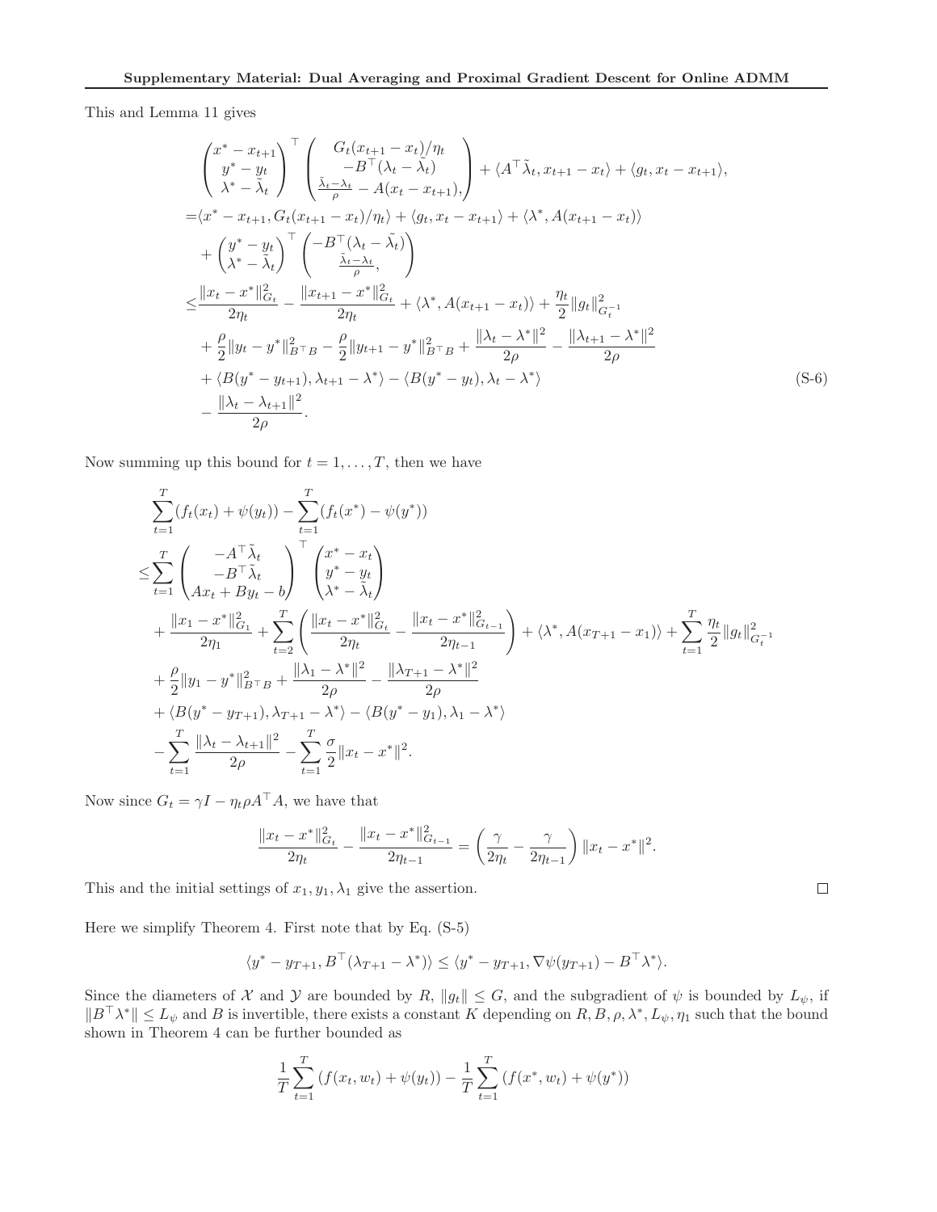This and Lemma 11 gives

$$
\begin{aligned}
&\begin{pmatrix} x^* - x_{t+1} \\ y^* - y_t \\ \lambda^* - \tilde{\lambda}_t \end{pmatrix}^\top \begin{pmatrix} G_t(x_{t+1} - x_t)/\eta_t \\ -B^\top(\lambda_t - \tilde{\lambda}_t) \\ \frac{\tilde{\lambda}_t - \lambda_t}{\rho} - A(x_t - x_{t+1}), \end{pmatrix} + \langle A^\top \tilde{\lambda}_t, x_{t+1} - x_t \rangle + \langle g_t, x_t - x_{t+1} \rangle, \\
=&\langle x^* - x_{t+1}, G_t(x_{t+1} - x_t)/\eta_t \rangle + \langle g_t, x_t - x_{t+1} \rangle + \langle \lambda^*, A(x_{t+1} - x_t) \rangle \\
&+ \begin{pmatrix} y^* - y_t \\ \lambda^* - \tilde{\lambda}_t \end{pmatrix}^\top \begin{pmatrix} -B^\top(\lambda_t - \tilde{\lambda}_t) \\ \frac{\tilde{\lambda}_t - \lambda_t}{\rho}, \end{pmatrix} \\
\leq& \frac{\|x_t - x^*\|_{G_t}^2}{2\eta_t} - \frac{\|x_{t+1} - x^*\|_{G_t}^2}{2\eta_t} + \langle \lambda^*, A(x_{t+1} - x_t) \rangle + \frac{\eta_t}{2}\|g_t\|_{G_t^{-1}}^2 \\
&+ \frac{\rho}{2}\|y_t - y^*\|_{B^\top B}^2 - \frac{\rho}{2}\|y_{t+1} - y^*\|_{B^\top B}^2 + \frac{\|\lambda_t - \lambda^*\|^2}{2\rho} - \frac{\|\lambda_{t+1} - \lambda^*\|^2}{2\rho} \\
&+ \langle B(y^* - y_{t+1}), \lambda_{t+1} - \lambda^* \rangle - \langle B(y^* - y_t), \lambda_t - \lambda^* \rangle \\
&- \frac{\|\lambda_t - \lambda_{t+1}\|^2}{2\rho}.
\end{aligned} \tag{S-6}
$$

Now summing up this bound for $t = 1, \ldots, T$, then we have

$$
\begin{aligned}
&\sum_{t=1}^T (f_t(x_t) + \psi(y_t)) - \sum_{t=1}^T (f_t(x^*) - \psi(y^*)) \\
\leq& \sum_{t=1}^T \begin{pmatrix} -A^\top \tilde{\lambda}_t \\ -B^\top \tilde{\lambda}_t \\ Ax_t + By_t - b \end{pmatrix}^\top \begin{pmatrix} x^* - x_t \\ y^* - y_t \\ \lambda^* - \tilde{\lambda}_t \end{pmatrix} \\
&+ \frac{\|x_1 - x^*\|_{G_1}^2}{2\eta_1} + \sum_{t=2}^T \left( \frac{\|x_t - x^*\|_{G_t}^2}{2\eta_t} - \frac{\|x_t - x^*\|_{G_{t-1}}^2}{2\eta_{t-1}} \right) + \langle \lambda^*, A(x_{T+1} - x_1) \rangle + \sum_{t=1}^T \frac{\eta_t}{2}\|g_t\|_{G_t^{-1}}^2 \\
&+ \frac{\rho}{2}\|y_1 - y^*\|_{B^\top B}^2 + \frac{\|\lambda_1 - \lambda^*\|^2}{2\rho} - \frac{\|\lambda_{T+1} - \lambda^*\|^2}{2\rho} \\
&+ \langle B(y^* - y_{T+1}), \lambda_{T+1} - \lambda^* \rangle - \langle B(y^* - y_1), \lambda_1 - \lambda^* \rangle \\
&- \sum_{t=1}^T \frac{\|\lambda_t - \lambda_{t+1}\|^2}{2\rho} - \sum_{t=1}^T \frac{\sigma}{2}\|x_t - x^*\|^2.
\end{aligned}
$$

Now since $G_t = \gamma I - \eta_t \rho A^\top A$, we have that

$$
\frac{\|x_t - x^*\|_{G_t}^2}{2\eta_t} - \frac{\|x_t - x^*\|_{G_{t-1}}^2}{2\eta_{t-1}} = \left( \frac{\gamma}{2\eta_t} - \frac{\gamma}{2\eta_{t-1}} \right) \|x_t - x^*\|^2.
$$

This and the initial settings of $x_1, y_1, \lambda_1$ give the assertion. □

Here we simplify Theorem 4. First note that by Eq. (S-5)

$$
\langle y^* - y_{T+1}, B^\top(\lambda_{T+1} - \lambda^*) \rangle \leq \langle y^* - y_{T+1}, \nabla\psi(y_{T+1}) - B^\top \lambda^* \rangle.
$$

Since the diameters of $\mathcal{X}$ and $\mathcal{Y}$ are bounded by $R$, $\|g_t\| \leq G$, and the subgradient of $\psi$ is bounded by $L_\psi$, if $\|B^\top \lambda^*\| \leq L_\psi$ and $B$ is invertible, there exists a constant $K$ depending on $R, B, \rho, \lambda^*, L_\psi, \eta_1$ such that the bound shown in Theorem 4 can be further bounded as

$$
\frac{1}{T}\sum_{t=1}^T (f(x_t, w_t) + \psi(y_t)) - \frac{1}{T}\sum_{t=1}^T (f(x^*, w_t) + \psi(y^*))
$$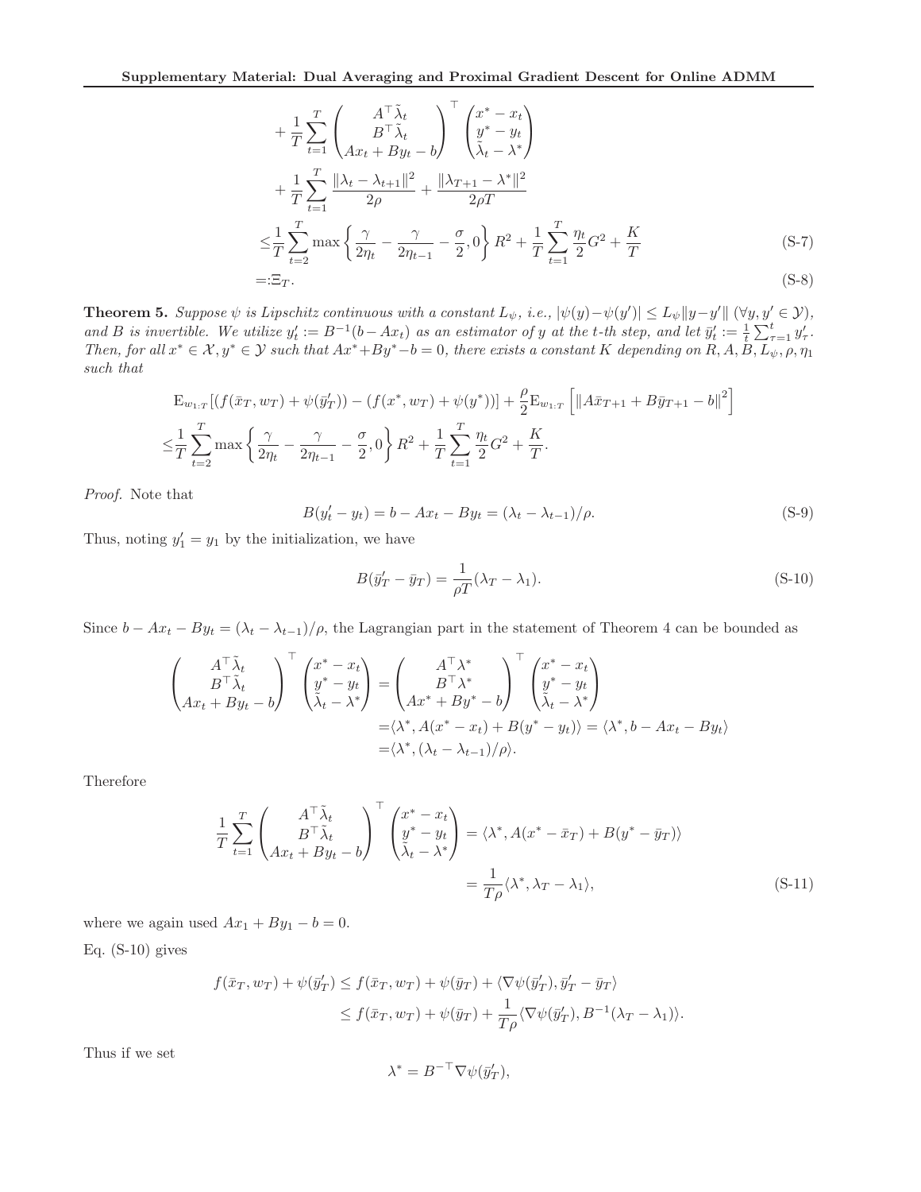$$
\begin{aligned}
&+\frac{1}{T}\sum_{t=1}^{T}\begin{pmatrix} A^\top\tilde{\lambda}_t \\ B^\top\tilde{\lambda}_t \\ Ax_t+By_t-b \end{pmatrix}^\top \begin{pmatrix} x^*-x_t \\ y^*-y_t \\ \tilde{\lambda}_t-\lambda^* \end{pmatrix} \\
&+\frac{1}{T}\sum_{t=1}^{T}\frac{\|\lambda_t-\lambda_{t+1}\|^2}{2\rho}+\frac{\|\lambda_{T+1}-\lambda^*\|^2}{2\rho T} \\
\leq&\frac{1}{T}\sum_{t=2}^{T}\max\left\{\frac{\gamma}{2\eta_t}-\frac{\gamma}{2\eta_{t-1}}-\frac{\sigma}{2},0\right\}R^2+\frac{1}{T}\sum_{t=1}^{T}\frac{\eta_t}{2}G^2+\frac{K}{T} \qquad \text{(S-7)}\\
=:&\Xi_T. \qquad \text{(S-8)}
\end{aligned}
$$

**Theorem 5.** *Suppose $\psi$ is Lipschitz continuous with a constant $L_\psi$, i.e., $|\psi(y)-\psi(y')|\leq L_\psi\|y-y'\|$ $(\forall y,y'\in\mathcal{Y})$, and $B$ is invertible. We utilize $y'_t:=B^{-1}(b-Ax_t)$ as an estimator of $y$ at the $t$-th step, and let $\bar{y}'_t:=\frac{1}{t}\sum_{\tau=1}^{t}y'_\tau$. Then, for all $x^*\in\mathcal{X},y^*\in\mathcal{Y}$ such that $Ax^*+By^*-b=0$, there exists a constant $K$ depending on $R,A,B,L_\psi,\rho,\eta_1$ such that*

$$
\begin{aligned}
&\mathrm{E}_{w_{1:T}}[(f(\bar{x}_T,w_T)+\psi(\bar{y}'_T))-(f(x^*,w_T)+\psi(y^*))]+\frac{\rho}{2}\mathrm{E}_{w_{1:T}}\left[\|A\bar{x}_{T+1}+B\bar{y}_{T+1}-b\|^2\right]\\
\leq&\frac{1}{T}\sum_{t=2}^{T}\max\left\{\frac{\gamma}{2\eta_t}-\frac{\gamma}{2\eta_{t-1}}-\frac{\sigma}{2},0\right\}R^2+\frac{1}{T}\sum_{t=1}^{T}\frac{\eta_t}{2}G^2+\frac{K}{T}.
\end{aligned}
$$

*Proof.* Note that

$$
B(y'_t-y_t)=b-Ax_t-By_t=(\lambda_t-\lambda_{t-1})/\rho. \qquad \text{(S-9)}
$$

Thus, noting $y'_1=y_1$ by the initialization, we have

$$
B(\bar{y}'_T-\bar{y}_T)=\frac{1}{\rho T}(\lambda_T-\lambda_1). \qquad \text{(S-10)}
$$

Since $b-Ax_t-By_t=(\lambda_t-\lambda_{t-1})/\rho$, the Lagrangian part in the statement of Theorem 4 can be bounded as

$$
\begin{aligned}
\begin{pmatrix} A^\top\tilde{\lambda}_t \\ B^\top\tilde{\lambda}_t \\ Ax_t+By_t-b \end{pmatrix}^\top \begin{pmatrix} x^*-x_t \\ y^*-y_t \\ \tilde{\lambda}_t-\lambda^* \end{pmatrix} &= \begin{pmatrix} A^\top\lambda^* \\ B^\top\lambda^* \\ Ax^*+By^*-b \end{pmatrix}^\top \begin{pmatrix} x^*-x_t \\ y^*-y_t \\ \tilde{\lambda}_t-\lambda^* \end{pmatrix}\\
&=\langle\lambda^*,A(x^*-x_t)+B(y^*-y_t)\rangle=\langle\lambda^*,b-Ax_t-By_t\rangle\\
&=\langle\lambda^*,(\lambda_t-\lambda_{t-1})/\rho\rangle.
\end{aligned}
$$

Therefore

$$
\begin{aligned}
\frac{1}{T}\sum_{t=1}^{T}\begin{pmatrix} A^\top\tilde{\lambda}_t \\ B^\top\tilde{\lambda}_t \\ Ax_t+By_t-b \end{pmatrix}^\top \begin{pmatrix} x^*-x_t \\ y^*-y_t \\ \tilde{\lambda}_t-\lambda^* \end{pmatrix} &= \langle\lambda^*,A(x^*-\bar{x}_T)+B(y^*-\bar{y}_T)\rangle\\
&=\frac{1}{T\rho}\langle\lambda^*,\lambda_T-\lambda_1\rangle, \qquad \text{(S-11)}
\end{aligned}
$$

where we again used $Ax_1+By_1-b=0$.

Eq. (S-10) gives

$$
\begin{aligned}
f(\bar{x}_T,w_T)+\psi(\bar{y}'_T)&\leq f(\bar{x}_T,w_T)+\psi(\bar{y}_T)+\langle\nabla\psi(\bar{y}'_T),\bar{y}'_T-\bar{y}_T\rangle\\
&\leq f(\bar{x}_T,w_T)+\psi(\bar{y}_T)+\frac{1}{T\rho}\langle\nabla\psi(\bar{y}'_T),B^{-1}(\lambda_T-\lambda_1)\rangle.
\end{aligned}
$$

Thus if we set

$$
\lambda^*=B^{-\top}\nabla\psi(\bar{y}'_T),
$$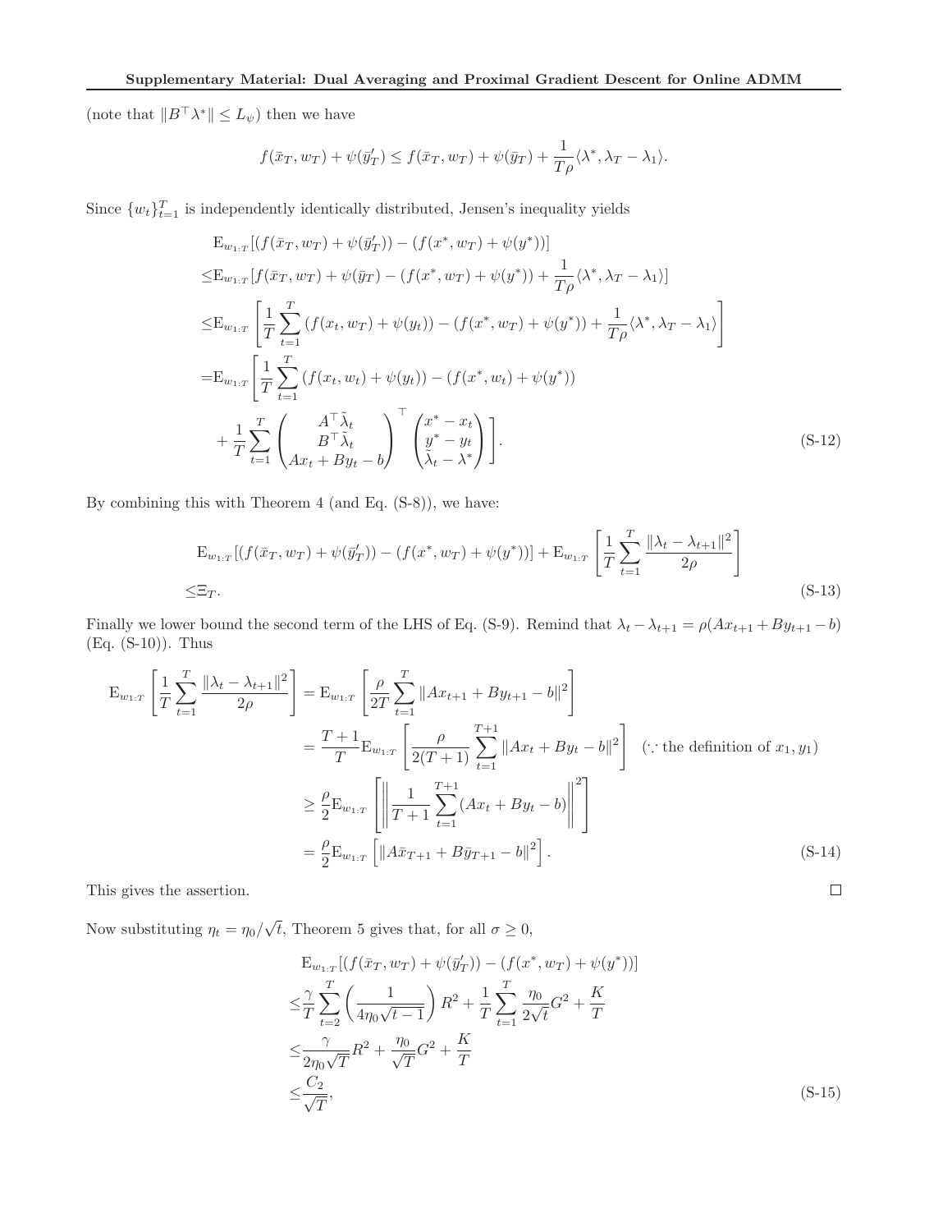(note that $\|B^\top \lambda^*\| \le L_\psi$) then we have

$$f(\bar{x}_T, w_T) + \psi(\bar{y}'_T) \le f(\bar{x}_T, w_T) + \psi(\bar{y}_T) + \frac{1}{T\rho}\langle \lambda^*, \lambda_T - \lambda_1 \rangle.$$

Since $\{w_t\}_{t=1}^T$ is independently identically distributed, Jensen's inequality yields

$$\begin{aligned}
&\mathrm{E}_{w_{1:T}}[(f(\bar{x}_T, w_T) + \psi(\bar{y}'_T)) - (f(x^*, w_T) + \psi(y^*))] \\
\le &\mathrm{E}_{w_{1:T}}[f(\bar{x}_T, w_T) + \psi(\bar{y}_T) - (f(x^*, w_T) + \psi(y^*)) + \frac{1}{T\rho}\langle \lambda^*, \lambda_T - \lambda_1 \rangle] \\
\le &\mathrm{E}_{w_{1:T}}\left[\frac{1}{T}\sum_{t=1}^T (f(x_t, w_T) + \psi(y_t)) - (f(x^*, w_T) + \psi(y^*)) + \frac{1}{T\rho}\langle \lambda^*, \lambda_T - \lambda_1 \rangle\right] \\
= &\mathrm{E}_{w_{1:T}}\left[\frac{1}{T}\sum_{t=1}^T (f(x_t, w_t) + \psi(y_t)) - (f(x^*, w_t) + \psi(y^*)) \right.\\
&\left. + \frac{1}{T}\sum_{t=1}^T \begin{pmatrix} A^\top \tilde{\lambda}_t \\ B^\top \tilde{\lambda}_t \\ Ax_t + By_t - b \end{pmatrix}^\top \begin{pmatrix} x^* - x_t \\ y^* - y_t \\ \tilde{\lambda}_t - \lambda^* \end{pmatrix}\right].
\end{aligned} \tag{S-12}$$

By combining this with Theorem 4 (and Eq. (S-8)), we have:

$$\begin{aligned}
&\mathrm{E}_{w_{1:T}}[(f(\bar{x}_T, w_T) + \psi(\bar{y}'_T)) - (f(x^*, w_T) + \psi(y^*))] + \mathrm{E}_{w_{1:T}}\left[\frac{1}{T}\sum_{t=1}^T \frac{\|\lambda_t - \lambda_{t+1}\|^2}{2\rho}\right] \\
\le &\Xi_T.
\end{aligned} \tag{S-13}$$

Finally we lower bound the second term of the LHS of Eq. (S-9). Remind that $\lambda_t - \lambda_{t+1} = \rho(Ax_{t+1} + By_{t+1} - b)$ (Eq. (S-10)). Thus

$$\begin{aligned}
\mathrm{E}_{w_{1:T}}\left[\frac{1}{T}\sum_{t=1}^T \frac{\|\lambda_t - \lambda_{t+1}\|^2}{2\rho}\right] &= \mathrm{E}_{w_{1:T}}\left[\frac{\rho}{2T}\sum_{t=1}^T \|Ax_{t+1} + By_{t+1} - b\|^2\right] \\
&= \frac{T+1}{T}\mathrm{E}_{w_{1:T}}\left[\frac{\rho}{2(T+1)}\sum_{t=1}^{T+1} \|Ax_t + By_t - b\|^2\right] \quad (\because \text{the definition of } x_1, y_1) \\
&\ge \frac{\rho}{2}\mathrm{E}_{w_{1:T}}\left[\left\|\frac{1}{T+1}\sum_{t=1}^{T+1}(Ax_t + By_t - b)\right\|^2\right] \\
&= \frac{\rho}{2}\mathrm{E}_{w_{1:T}}\left[\|A\bar{x}_{T+1} + B\bar{y}_{T+1} - b\|^2\right].
\end{aligned} \tag{S-14}$$

This gives the assertion. ∎

Now substituting $\eta_t = \eta_0/\sqrt{t}$, Theorem 5 gives that, for all $\sigma \ge 0$,

$$\begin{aligned}
&\mathrm{E}_{w_{1:T}}[(f(\bar{x}_T, w_T) + \psi(\bar{y}'_T)) - (f(x^*, w_T) + \psi(y^*))] \\
\le &\frac{\gamma}{T}\sum_{t=2}^T \left(\frac{1}{4\eta_0\sqrt{t-1}}\right) R^2 + \frac{1}{T}\sum_{t=1}^T \frac{\eta_0}{2\sqrt{t}} G^2 + \frac{K}{T} \\
\le &\frac{\gamma}{2\eta_0\sqrt{T}} R^2 + \frac{\eta_0}{\sqrt{T}} G^2 + \frac{K}{T} \\
\le &\frac{C_2}{\sqrt{T}},
\end{aligned} \tag{S-15}$$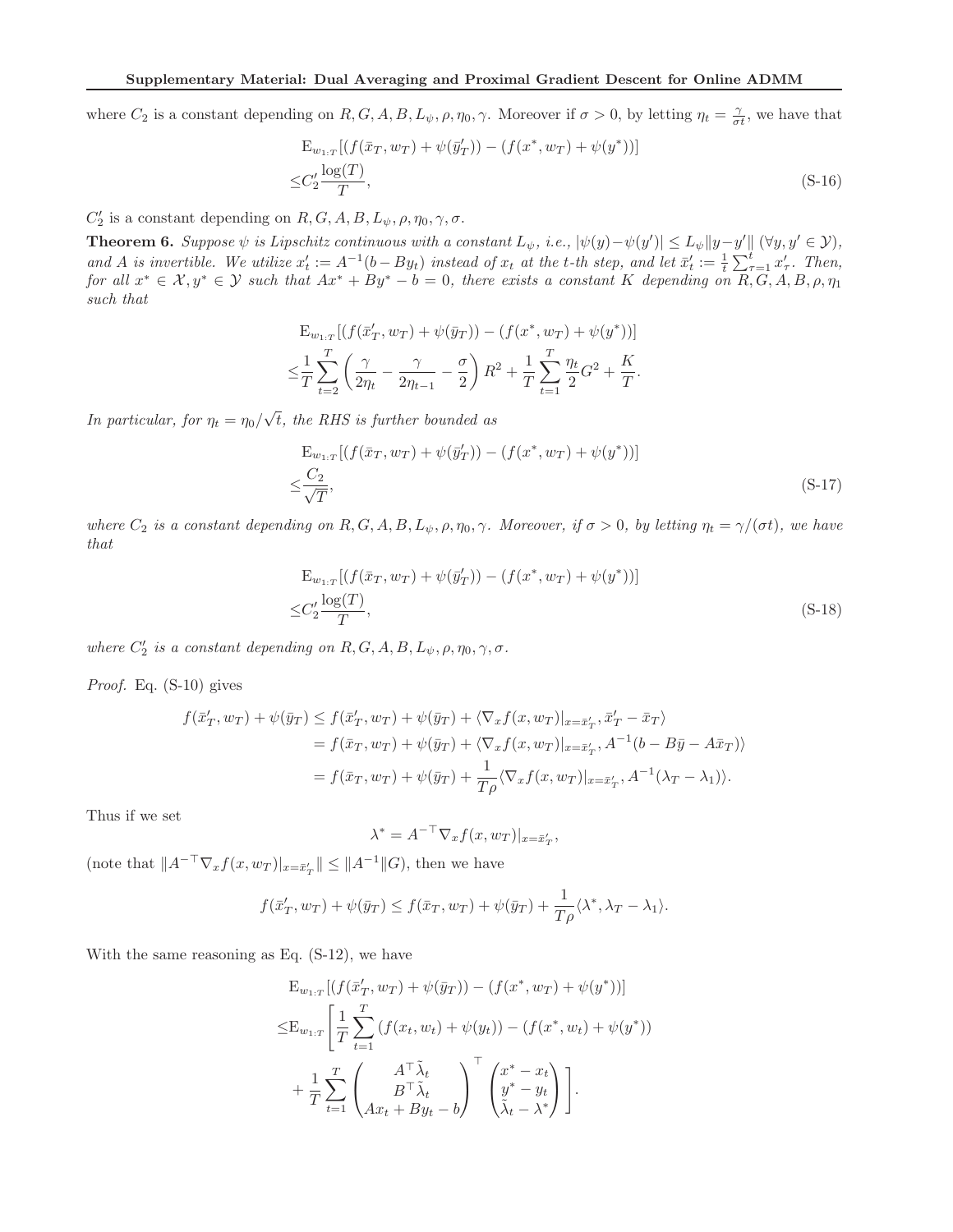where $C_2$ is a constant depending on $R, G, A, B, L_\psi, \rho, \eta_0, \gamma$. Moreover if $\sigma > 0$, by letting $\eta_t = \frac{\gamma}{\sigma t}$, we have that

$$
\begin{aligned}
&\mathrm{E}_{w_{1:T}}[(f(\bar{x}_T, w_T) + \psi(\bar{y}'_T)) - (f(x^*, w_T) + \psi(y^*))] \\
\leq & C'_2 \frac{\log(T)}{T},
\end{aligned}
\tag{S-16}
$$

$C'_2$ is a constant depending on $R, G, A, B, L_\psi, \rho, \eta_0, \gamma, \sigma$.

**Theorem 6.** *Suppose $\psi$ is Lipschitz continuous with a constant $L_\psi$, i.e., $|\psi(y) - \psi(y')| \leq L_\psi \|y - y'\|$ $(\forall y, y' \in \mathcal{Y})$, and $A$ is invertible. We utilize $x'_t := A^{-1}(b - By_t)$ instead of $x_t$ at the $t$-th step, and let $\bar{x}'_t := \frac{1}{t}\sum_{\tau=1}^{t} x'_\tau$. Then, for all $x^* \in \mathcal{X}, y^* \in \mathcal{Y}$ such that $Ax^* + By^* - b = 0$, there exists a constant $K$ depending on $R, G, A, B, \rho, \eta_1$ such that*

$$
\begin{aligned}
&\mathrm{E}_{w_{1:T}}[(f(\bar{x}'_T, w_T) + \psi(\bar{y}_T)) - (f(x^*, w_T) + \psi(y^*))] \\
\leq & \frac{1}{T}\sum_{t=2}^{T} \left( \frac{\gamma}{2\eta_t} - \frac{\gamma}{2\eta_{t-1}} - \frac{\sigma}{2} \right) R^2 + \frac{1}{T}\sum_{t=1}^{T} \frac{\eta_t}{2} G^2 + \frac{K}{T}.
\end{aligned}
$$

*In particular, for $\eta_t = \eta_0/\sqrt{t}$, the RHS is further bounded as*

$$
\begin{aligned}
&\mathrm{E}_{w_{1:T}}[(f(\bar{x}_T, w_T) + \psi(\bar{y}'_T)) - (f(x^*, w_T) + \psi(y^*))] \\
\leq & \frac{C_2}{\sqrt{T}},
\end{aligned}
\tag{S-17}
$$

*where $C_2$ is a constant depending on $R, G, A, B, L_\psi, \rho, \eta_0, \gamma$. Moreover, if $\sigma > 0$, by letting $\eta_t = \gamma/(\sigma t)$, we have that*

$$
\begin{aligned}
&\mathrm{E}_{w_{1:T}}[(f(\bar{x}_T, w_T) + \psi(\bar{y}'_T)) - (f(x^*, w_T) + \psi(y^*))] \\
\leq & C'_2 \frac{\log(T)}{T},
\end{aligned}
\tag{S-18}
$$

*where $C'_2$ is a constant depending on $R, G, A, B, L_\psi, \rho, \eta_0, \gamma, \sigma$.*

*Proof.* Eq. (S-10) gives

$$
\begin{aligned}
f(\bar{x}'_T, w_T) + \psi(\bar{y}_T) &\leq f(\bar{x}'_T, w_T) + \psi(\bar{y}_T) + \langle \nabla_x f(x, w_T)|_{x=\bar{x}'_T}, \bar{x}'_T - \bar{x}_T \rangle \\
&= f(\bar{x}_T, w_T) + \psi(\bar{y}_T) + \langle \nabla_x f(x, w_T)|_{x=\bar{x}'_T}, A^{-1}(b - B\bar{y} - A\bar{x}_T) \rangle \\
&= f(\bar{x}_T, w_T) + \psi(\bar{y}_T) + \frac{1}{T\rho}\langle \nabla_x f(x, w_T)|_{x=\bar{x}'_T}, A^{-1}(\lambda_T - \lambda_1) \rangle.
\end{aligned}
$$

Thus if we set

$$
\lambda^* = A^{-\top}\nabla_x f(x, w_T)|_{x=\bar{x}'_T},
$$

(note that $\|A^{-\top}\nabla_x f(x, w_T)|_{x=\bar{x}'_T}\| \leq \|A^{-1}\|G$), then we have

$$
f(\bar{x}'_T, w_T) + \psi(\bar{y}_T) \leq f(\bar{x}_T, w_T) + \psi(\bar{y}_T) + \frac{1}{T\rho}\langle \lambda^*, \lambda_T - \lambda_1 \rangle.
$$

With the same reasoning as Eq. (S-12), we have

$$
\begin{aligned}
&\mathrm{E}_{w_{1:T}}[(f(\bar{x}'_T, w_T) + \psi(\bar{y}_T)) - (f(x^*, w_T) + \psi(y^*))] \\
\leq & \mathrm{E}_{w_{1:T}}\left[ \frac{1}{T}\sum_{t=1}^{T} (f(x_t, w_t) + \psi(y_t)) - (f(x^*, w_t) + \psi(y^*)) \right. \\
& \left. + \frac{1}{T}\sum_{t=1}^{T} \begin{pmatrix} A^\top \tilde{\lambda}_t \\ B^\top \tilde{\lambda}_t \\ Ax_t + By_t - b \end{pmatrix}^\top \begin{pmatrix} x^* - x_t \\ y^* - y_t \\ \tilde{\lambda}_t - \lambda^* \end{pmatrix} \right].
\end{aligned}
$$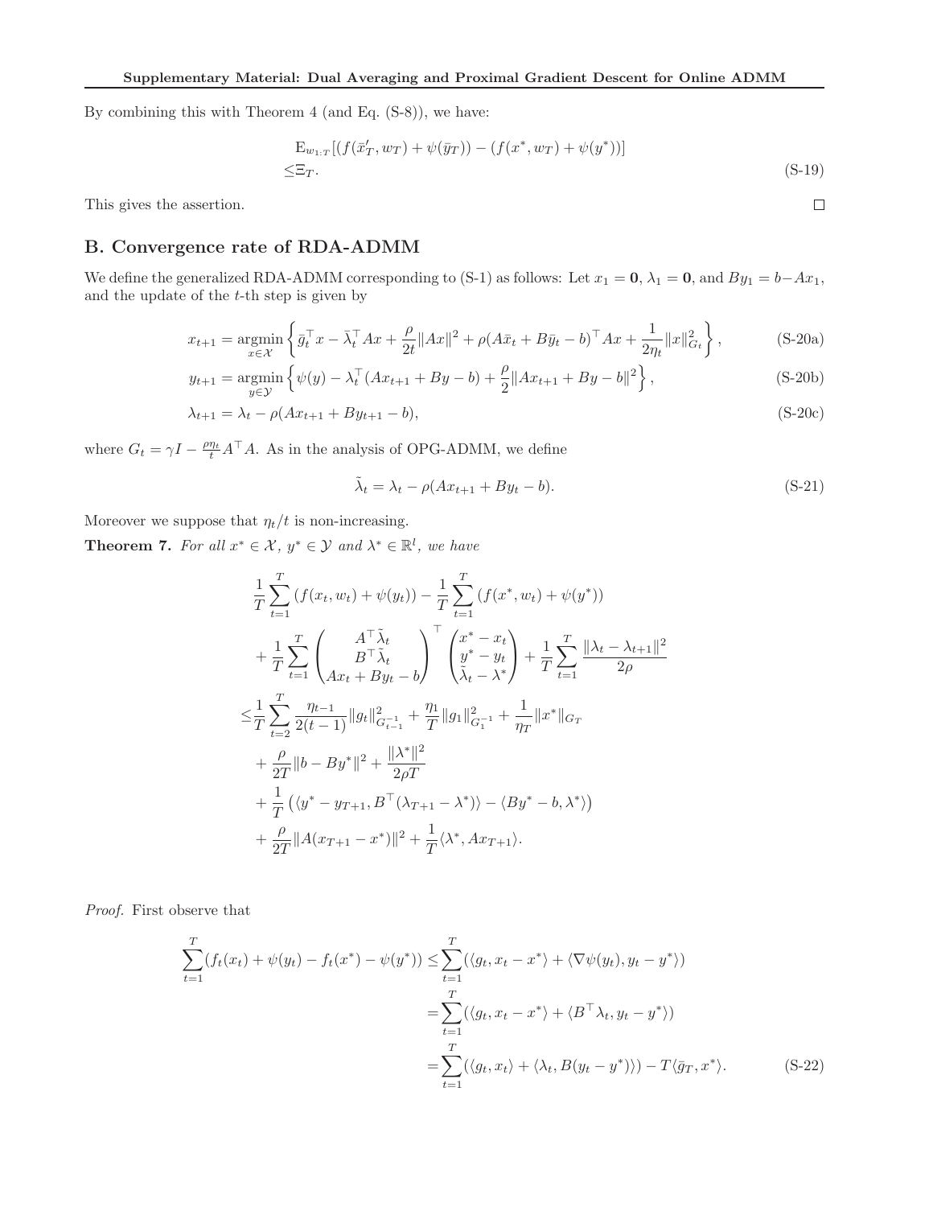By combining this with Theorem 4 (and Eq. (S-8)), we have:

$$
\begin{aligned}
&\mathrm{E}_{w_{1:T}}[(f(\bar{x}_T', w_T) + \psi(\bar{y}_T)) - (f(x^*, w_T) + \psi(y^*))] \\
\leq &\Xi_T.
\end{aligned} \tag{S-19}
$$

This gives the assertion. $\square$

## B. Convergence rate of RDA-ADMM

We define the generalized RDA-ADMM corresponding to (S-1) as follows: Let $x_1 = \mathbf{0}$, $\lambda_1 = \mathbf{0}$, and $By_1 = b - Ax_1$, and the update of the $t$-th step is given by

$$
x_{t+1} = \operatorname*{argmin}_{x \in \mathcal{X}} \left\{ \bar{g}_t^\top x - \bar{\lambda}_t^\top Ax + \frac{\rho}{2t}\|Ax\|^2 + \rho(A\bar{x}_t + B\bar{y}_t - b)^\top Ax + \frac{1}{2\eta_t}\|x\|_{G_t}^2 \right\}, \tag{S-20a}
$$

$$
y_{t+1} = \operatorname*{argmin}_{y \in \mathcal{Y}} \left\{ \psi(y) - \lambda_t^\top (Ax_{t+1} + By - b) + \frac{\rho}{2}\|Ax_{t+1} + By - b\|^2 \right\}, \tag{S-20b}
$$

$$
\lambda_{t+1} = \lambda_t - \rho(Ax_{t+1} + By_{t+1} - b), \tag{S-20c}
$$

where $G_t = \gamma I - \frac{\rho \eta_t}{t} A^\top A$. As in the analysis of OPG-ADMM, we define

$$
\tilde{\lambda}_t = \lambda_t - \rho(Ax_{t+1} + By_t - b). \tag{S-21}
$$

Moreover we suppose that $\eta_t / t$ is non-increasing.

**Theorem 7.** *For all $x^* \in \mathcal{X}$, $y^* \in \mathcal{Y}$ and $\lambda^* \in \mathbb{R}^l$, we have*

$$
\begin{aligned}
&\frac{1}{T}\sum_{t=1}^T (f(x_t, w_t) + \psi(y_t)) - \frac{1}{T}\sum_{t=1}^T (f(x^*, w_t) + \psi(y^*)) \\
&+ \frac{1}{T}\sum_{t=1}^T \begin{pmatrix} A^\top \tilde{\lambda}_t \\ B^\top \tilde{\lambda}_t \\ Ax_t + By_t - b \end{pmatrix}^\top \begin{pmatrix} x^* - x_t \\ y^* - y_t \\ \tilde{\lambda}_t - \lambda^* \end{pmatrix} + \frac{1}{T}\sum_{t=1}^T \frac{\|\lambda_t - \lambda_{t+1}\|^2}{2\rho} \\
\leq &\frac{1}{T}\sum_{t=2}^T \frac{\eta_{t-1}}{2(t-1)}\|g_t\|_{G_{t-1}^{-1}}^2 + \frac{\eta_1}{T}\|g_1\|_{G_1^{-1}}^2 + \frac{1}{\eta_T}\|x^*\|_{G_T} \\
&+ \frac{\rho}{2T}\|b - By^*\|^2 + \frac{\|\lambda^*\|^2}{2\rho T} \\
&+ \frac{1}{T}\left(\langle y^* - y_{T+1}, B^\top(\lambda_{T+1} - \lambda^*)\rangle - \langle By^* - b, \lambda^* \rangle\right) \\
&+ \frac{\rho}{2T}\|A(x_{T+1} - x^*)\|^2 + \frac{1}{T}\langle \lambda^*, Ax_{T+1} \rangle.
\end{aligned}
$$

*Proof.* First observe that

$$
\begin{aligned}
\sum_{t=1}^T (f_t(x_t) + \psi(y_t) - f_t(x^*) - \psi(y^*)) \leq &\sum_{t=1}^T (\langle g_t, x_t - x^* \rangle + \langle \nabla\psi(y_t), y_t - y^* \rangle) \\
= &\sum_{t=1}^T (\langle g_t, x_t - x^* \rangle + \langle B^\top \lambda_t, y_t - y^* \rangle) \\
= &\sum_{t=1}^T (\langle g_t, x_t \rangle + \langle \lambda_t, B(y_t - y^*) \rangle) - T\langle \bar{g}_T, x^* \rangle.
\end{aligned} \tag{S-22}
$$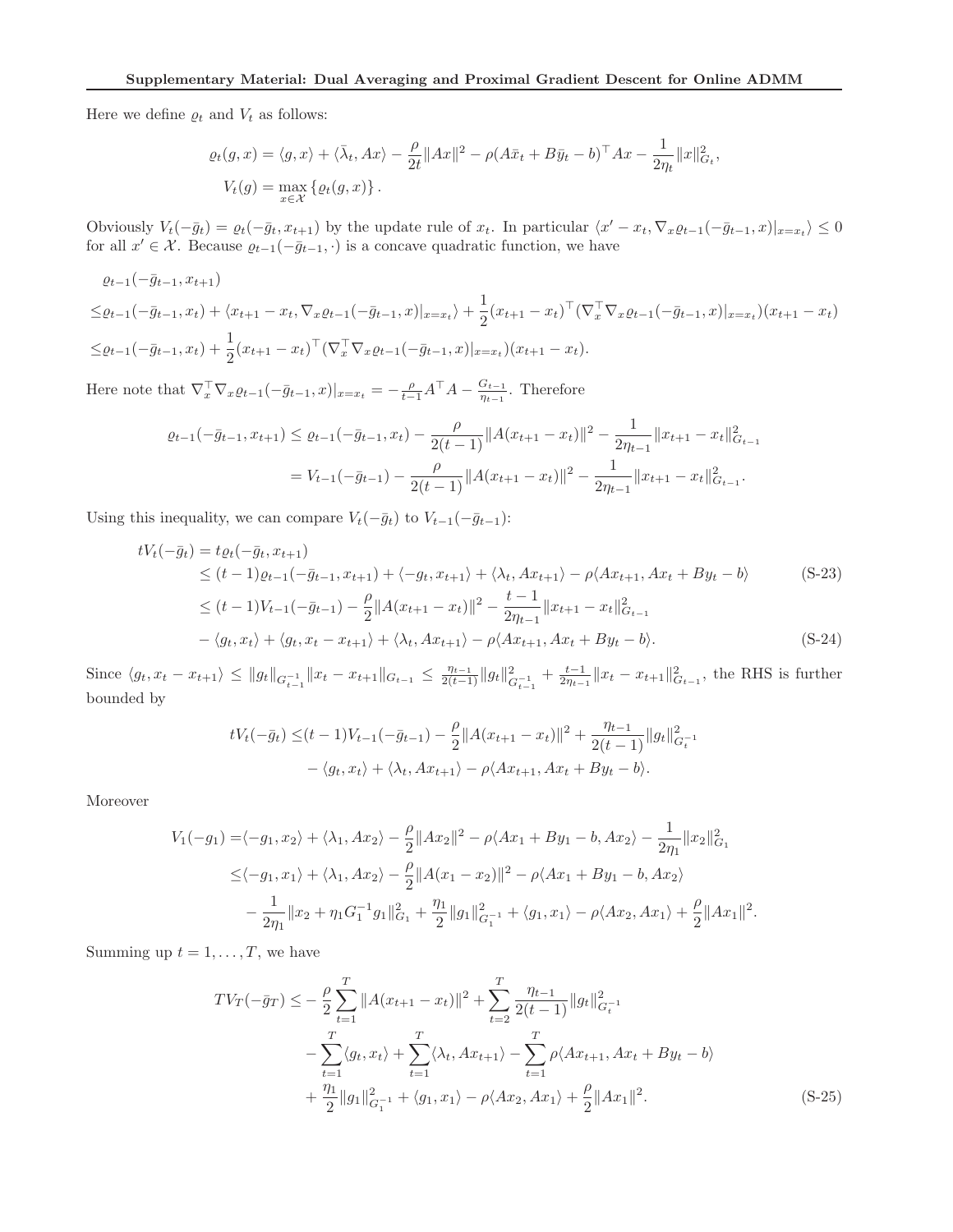Here we define $\varrho_t$ and $V_t$ as follows:

$$
\begin{aligned}
\varrho_t(g,x) &= \langle g, x\rangle + \langle \bar{\lambda}_t, Ax\rangle - \frac{\rho}{2t}\|Ax\|^2 - \rho(A\bar{x}_t + B\bar{y}_t - b)^\top Ax - \frac{1}{2\eta_t}\|x\|_{G_t}^2, \\
V_t(g) &= \max_{x\in\mathcal{X}}\{\varrho_t(g,x)\}.
\end{aligned}
$$

Obviously $V_t(-\bar{g}_t) = \varrho_t(-\bar{g}_t, x_{t+1})$ by the update rule of $x_t$. In particular $\langle x' - x_t, \nabla_x \varrho_{t-1}(-\bar{g}_{t-1}, x)|_{x=x_t}\rangle \leq 0$ for all $x' \in \mathcal{X}$. Because $\varrho_{t-1}(-\bar{g}_{t-1}, \cdot)$ is a concave quadratic function, we have

$$
\begin{aligned}
&\varrho_{t-1}(-\bar{g}_{t-1}, x_{t+1}) \\
\leq &\varrho_{t-1}(-\bar{g}_{t-1}, x_t) + \langle x_{t+1} - x_t, \nabla_x \varrho_{t-1}(-\bar{g}_{t-1}, x)|_{x=x_t}\rangle + \frac{1}{2}(x_{t+1} - x_t)^\top(\nabla_x^\top \nabla_x \varrho_{t-1}(-\bar{g}_{t-1}, x)|_{x=x_t})(x_{t+1} - x_t) \\
\leq &\varrho_{t-1}(-\bar{g}_{t-1}, x_t) + \frac{1}{2}(x_{t+1} - x_t)^\top(\nabla_x^\top \nabla_x \varrho_{t-1}(-\bar{g}_{t-1}, x)|_{x=x_t})(x_{t+1} - x_t).
\end{aligned}
$$

Here note that $\nabla_x^\top \nabla_x \varrho_{t-1}(-\bar{g}_{t-1}, x)|_{x=x_t} = -\frac{\rho}{t-1}A^\top A - \frac{G_{t-1}}{\eta_{t-1}}$. Therefore

$$
\begin{aligned}
\varrho_{t-1}(-\bar{g}_{t-1}, x_{t+1}) &\leq \varrho_{t-1}(-\bar{g}_{t-1}, x_t) - \frac{\rho}{2(t-1)}\|A(x_{t+1} - x_t)\|^2 - \frac{1}{2\eta_{t-1}}\|x_{t+1} - x_t\|_{G_{t-1}}^2 \\
&= V_{t-1}(-\bar{g}_{t-1}) - \frac{\rho}{2(t-1)}\|A(x_{t+1} - x_t)\|^2 - \frac{1}{2\eta_{t-1}}\|x_{t+1} - x_t\|_{G_{t-1}}^2.
\end{aligned}
$$

Using this inequality, we can compare $V_t(-\bar{g}_t)$ to $V_{t-1}(-\bar{g}_{t-1})$:

$$
\begin{aligned}
tV_t(-\bar{g}_t) &= t\varrho_t(-\bar{g}_t, x_{t+1}) \\
&\leq (t-1)\varrho_{t-1}(-\bar{g}_{t-1}, x_{t+1}) + \langle -g_t, x_{t+1}\rangle + \langle \lambda_t, Ax_{t+1}\rangle - \rho\langle Ax_{t+1}, Ax_t + By_t - b\rangle \qquad \text{(S-23)} \\
&\leq (t-1)V_{t-1}(-\bar{g}_{t-1}) - \frac{\rho}{2}\|A(x_{t+1} - x_t)\|^2 - \frac{t-1}{2\eta_{t-1}}\|x_{t+1} - x_t\|_{G_{t-1}}^2 \\
&\quad - \langle g_t, x_t\rangle + \langle g_t, x_t - x_{t+1}\rangle + \langle \lambda_t, Ax_{t+1}\rangle - \rho\langle Ax_{t+1}, Ax_t + By_t - b\rangle. \qquad \text{(S-24)}
\end{aligned}
$$

Since $\langle g_t, x_t - x_{t+1}\rangle \leq \|g_t\|_{G_{t-1}^{-1}}\|x_t - x_{t+1}\|_{G_{t-1}} \leq \frac{\eta_{t-1}}{2(t-1)}\|g_t\|_{G_{t-1}^{-1}}^2 + \frac{t-1}{2\eta_{t-1}}\|x_t - x_{t+1}\|_{G_{t-1}}^2$, the RHS is further bounded by

$$
\begin{aligned}
tV_t(-\bar{g}_t) \leq &(t-1)V_{t-1}(-\bar{g}_{t-1}) - \frac{\rho}{2}\|A(x_{t+1} - x_t)\|^2 + \frac{\eta_{t-1}}{2(t-1)}\|g_t\|_{G_t^{-1}}^2 \\
&- \langle g_t, x_t\rangle + \langle \lambda_t, Ax_{t+1}\rangle - \rho\langle Ax_{t+1}, Ax_t + By_t - b\rangle.
\end{aligned}
$$

Moreover

$$
\begin{aligned}
V_1(-g_1) = &\langle -g_1, x_2\rangle + \langle \lambda_1, Ax_2\rangle - \frac{\rho}{2}\|Ax_2\|^2 - \rho\langle Ax_1 + By_1 - b, Ax_2\rangle - \frac{1}{2\eta_1}\|x_2\|_{G_1}^2 \\
\leq &\langle -g_1, x_1\rangle + \langle \lambda_1, Ax_2\rangle - \frac{\rho}{2}\|A(x_1 - x_2)\|^2 - \rho\langle Ax_1 + By_1 - b, Ax_2\rangle \\
&- \frac{1}{2\eta_1}\|x_2 + \eta_1 G_1^{-1}g_1\|_{G_1}^2 + \frac{\eta_1}{2}\|g_1\|_{G_1^{-1}}^2 + \langle g_1, x_1\rangle - \rho\langle Ax_2, Ax_1\rangle + \frac{\rho}{2}\|Ax_1\|^2.
\end{aligned}
$$

Summing up $t = 1, \ldots, T$, we have

$$
\begin{aligned}
TV_T(-\bar{g}_T) \leq &-\frac{\rho}{2}\sum_{t=1}^T\|A(x_{t+1} - x_t)\|^2 + \sum_{t=2}^T\frac{\eta_{t-1}}{2(t-1)}\|g_t\|_{G_t^{-1}}^2 \\
&- \sum_{t=1}^T\langle g_t, x_t\rangle + \sum_{t=1}^T\langle \lambda_t, Ax_{t+1}\rangle - \sum_{t=1}^T\rho\langle Ax_{t+1}, Ax_t + By_t - b\rangle \\
&+ \frac{\eta_1}{2}\|g_1\|_{G_1^{-1}}^2 + \langle g_1, x_1\rangle - \rho\langle Ax_2, Ax_1\rangle + \frac{\rho}{2}\|Ax_1\|^2. \qquad \text{(S-25)}
\end{aligned}
$$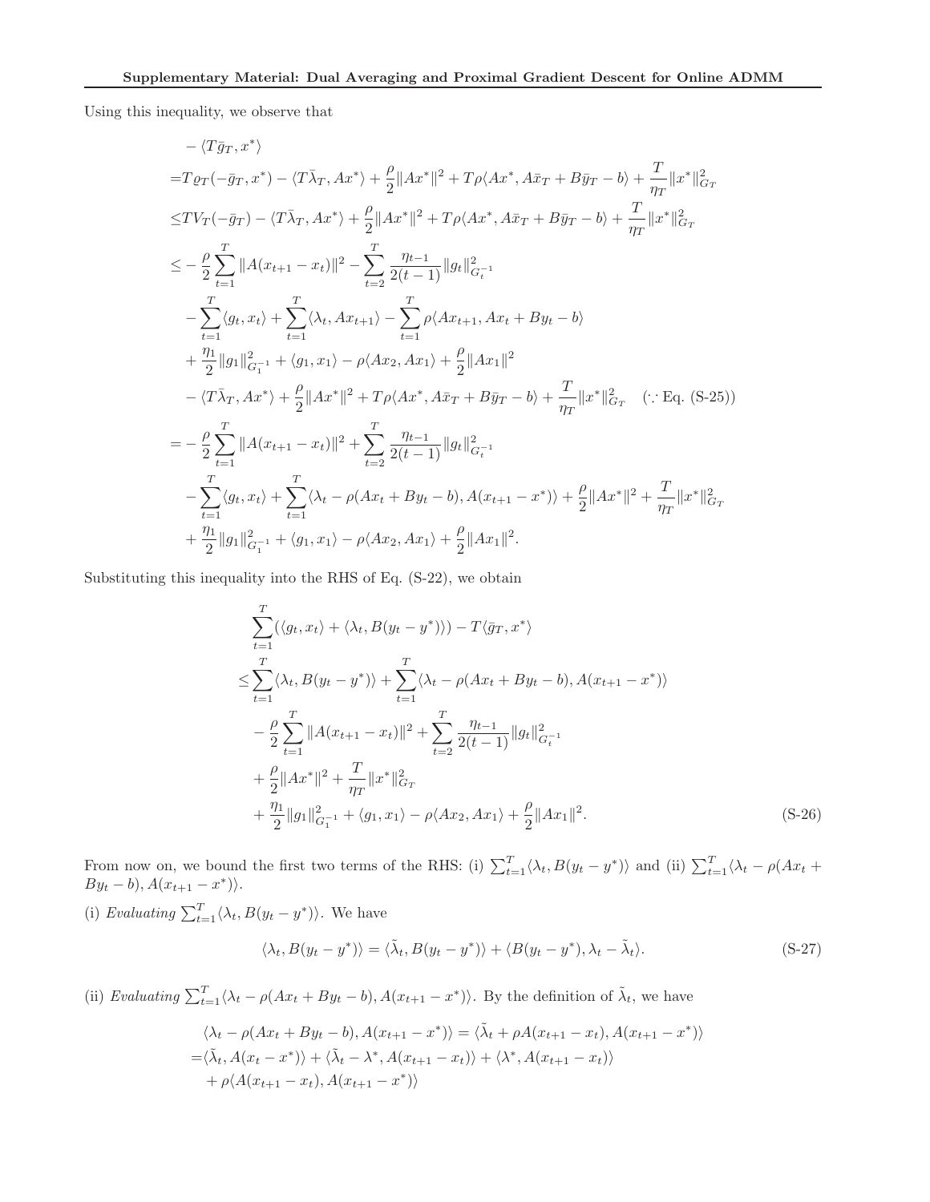Using this inequality, we observe that

$$
\begin{aligned}
&-\langle T\bar{g}_T, x^*\rangle \\
=&T\varrho_T(-\bar{g}_T, x^*) - \langle T\bar{\lambda}_T, Ax^*\rangle + \frac{\rho}{2}\|Ax^*\|^2 + T\rho\langle Ax^*, A\bar{x}_T + B\bar{y}_T - b\rangle + \frac{T}{\eta_T}\|x^*\|^2_{G_T} \\
\leq& TV_T(-\bar{g}_T) - \langle T\bar{\lambda}_T, Ax^*\rangle + \frac{\rho}{2}\|Ax^*\|^2 + T\rho\langle Ax^*, A\bar{x}_T + B\bar{y}_T - b\rangle + \frac{T}{\eta_T}\|x^*\|^2_{G_T} \\
\leq& -\frac{\rho}{2}\sum_{t=1}^{T}\|A(x_{t+1} - x_t)\|^2 - \sum_{t=2}^{T}\frac{\eta_{t-1}}{2(t-1)}\|g_t\|^2_{G_t^{-1}} \\
&- \sum_{t=1}^{T}\langle g_t, x_t\rangle + \sum_{t=1}^{T}\langle \lambda_t, Ax_{t+1}\rangle - \sum_{t=1}^{T}\rho\langle Ax_{t+1}, Ax_t + By_t - b\rangle \\
&+ \frac{\eta_1}{2}\|g_1\|^2_{G_1^{-1}} + \langle g_1, x_1\rangle - \rho\langle Ax_2, Ax_1\rangle + \frac{\rho}{2}\|Ax_1\|^2 \\
&- \langle T\bar{\lambda}_T, Ax^*\rangle + \frac{\rho}{2}\|Ax^*\|^2 + T\rho\langle Ax^*, A\bar{x}_T + B\bar{y}_T - b\rangle + \frac{T}{\eta_T}\|x^*\|^2_{G_T} \quad (\because \text{Eq. (S-25)}) \\
=& -\frac{\rho}{2}\sum_{t=1}^{T}\|A(x_{t+1} - x_t)\|^2 + \sum_{t=2}^{T}\frac{\eta_{t-1}}{2(t-1)}\|g_t\|^2_{G_t^{-1}} \\
&- \sum_{t=1}^{T}\langle g_t, x_t\rangle + \sum_{t=1}^{T}\langle \lambda_t - \rho(Ax_t + By_t - b), A(x_{t+1} - x^*)\rangle + \frac{\rho}{2}\|Ax^*\|^2 + \frac{T}{\eta_T}\|x^*\|^2_{G_T} \\
&+ \frac{\eta_1}{2}\|g_1\|^2_{G_1^{-1}} + \langle g_1, x_1\rangle - \rho\langle Ax_2, Ax_1\rangle + \frac{\rho}{2}\|Ax_1\|^2.
\end{aligned}
$$

Substituting this inequality into the RHS of Eq. (S-22), we obtain

$$
\begin{aligned}
&\sum_{t=1}^{T}(\langle g_t, x_t\rangle + \langle \lambda_t, B(y_t - y^*)\rangle) - T\langle \bar{g}_T, x^*\rangle \\
\leq& \sum_{t=1}^{T}\langle \lambda_t, B(y_t - y^*)\rangle + \sum_{t=1}^{T}\langle \lambda_t - \rho(Ax_t + By_t - b), A(x_{t+1} - x^*)\rangle \\
&- \frac{\rho}{2}\sum_{t=1}^{T}\|A(x_{t+1} - x_t)\|^2 + \sum_{t=2}^{T}\frac{\eta_{t-1}}{2(t-1)}\|g_t\|^2_{G_t^{-1}} \\
&+ \frac{\rho}{2}\|Ax^*\|^2 + \frac{T}{\eta_T}\|x^*\|^2_{G_T} \\
&+ \frac{\eta_1}{2}\|g_1\|^2_{G_1^{-1}} + \langle g_1, x_1\rangle - \rho\langle Ax_2, Ax_1\rangle + \frac{\rho}{2}\|Ax_1\|^2.
\end{aligned} \tag{S-26}
$$

From now on, we bound the first two terms of the RHS: (i) $\sum_{t=1}^{T}\langle \lambda_t, B(y_t - y^*)\rangle$ and (ii) $\sum_{t=1}^{T}\langle \lambda_t - \rho(Ax_t + By_t - b), A(x_{t+1} - x^*)\rangle$.

(i) *Evaluating* $\sum_{t=1}^{T}\langle \lambda_t, B(y_t - y^*)\rangle$. We have

$$
\langle \lambda_t, B(y_t - y^*)\rangle = \langle \tilde{\lambda}_t, B(y_t - y^*)\rangle + \langle B(y_t - y^*), \lambda_t - \tilde{\lambda}_t\rangle. \tag{S-27}
$$

(ii) *Evaluating* $\sum_{t=1}^{T}\langle \lambda_t - \rho(Ax_t + By_t - b), A(x_{t+1} - x^*)\rangle$. By the definition of $\tilde{\lambda}_t$, we have

$$
\begin{aligned}
&\langle \lambda_t - \rho(Ax_t + By_t - b), A(x_{t+1} - x^*)\rangle = \langle \tilde{\lambda}_t + \rho A(x_{t+1} - x_t), A(x_{t+1} - x^*)\rangle \\
=&\langle \tilde{\lambda}_t, A(x_t - x^*)\rangle + \langle \tilde{\lambda}_t - \lambda^*, A(x_{t+1} - x_t)\rangle + \langle \lambda^*, A(x_{t+1} - x_t)\rangle \\
&+ \rho\langle A(x_{t+1} - x_t), A(x_{t+1} - x^*)\rangle
\end{aligned}
$$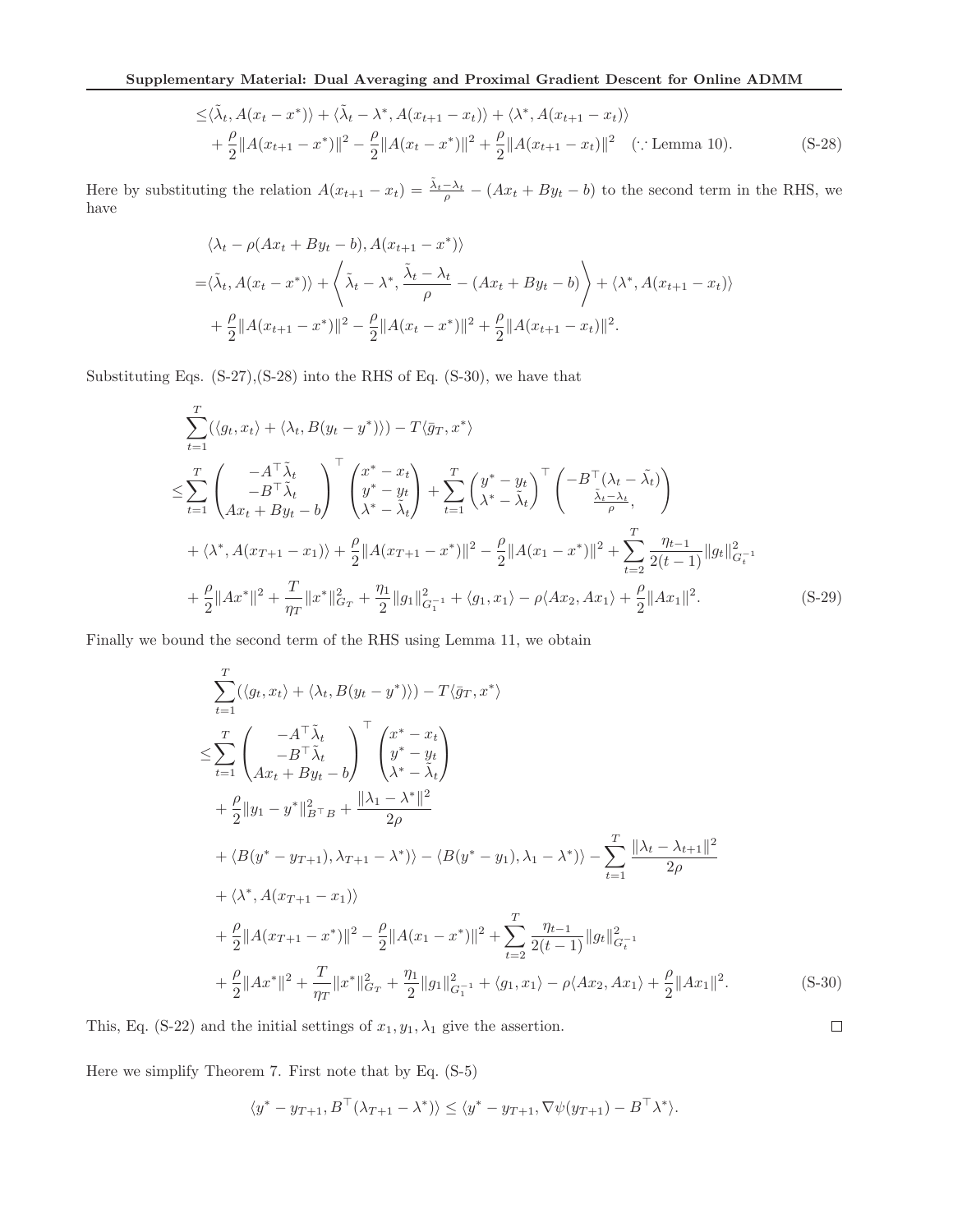$$
\leq \langle \tilde{\lambda}_t, A(x_t - x^*) \rangle + \langle \tilde{\lambda}_t - \lambda^*, A(x_{t+1} - x_t) \rangle + \langle \lambda^*, A(x_{t+1} - x_t) \rangle
+ \frac{\rho}{2}\|A(x_{t+1} - x^*)\|^2 - \frac{\rho}{2}\|A(x_t - x^*)\|^2 + \frac{\rho}{2}\|A(x_{t+1} - x_t)\|^2 \quad (\because \text{Lemma 10}). \tag{S-28}
$$

Here by substituting the relation $A(x_{t+1} - x_t) = \frac{\tilde{\lambda}_t - \lambda_t}{\rho} - (Ax_t + By_t - b)$ to the second term in the RHS, we have

$$
\begin{aligned}
&\langle \lambda_t - \rho(Ax_t + By_t - b), A(x_{t+1} - x^*) \rangle \\
=&\langle \tilde{\lambda}_t, A(x_t - x^*) \rangle + \left\langle \tilde{\lambda}_t - \lambda^*, \frac{\tilde{\lambda}_t - \lambda_t}{\rho} - (Ax_t + By_t - b) \right\rangle + \langle \lambda^*, A(x_{t+1} - x_t) \rangle \\
&+ \frac{\rho}{2}\|A(x_{t+1} - x^*)\|^2 - \frac{\rho}{2}\|A(x_t - x^*)\|^2 + \frac{\rho}{2}\|A(x_{t+1} - x_t)\|^2.
\end{aligned}
$$

Substituting Eqs. (S-27),(S-28) into the RHS of Eq. (S-30), we have that

$$
\begin{aligned}
&\sum_{t=1}^{T}(\langle g_t, x_t \rangle + \langle \lambda_t, B(y_t - y^*) \rangle) - T\langle \bar{g}_T, x^* \rangle \\
\leq &\sum_{t=1}^{T} \begin{pmatrix} -A^\top \tilde{\lambda}_t \\ -B^\top \tilde{\lambda}_t \\ Ax_t + By_t - b \end{pmatrix}^\top \begin{pmatrix} x^* - x_t \\ y^* - y_t \\ \lambda^* - \tilde{\lambda}_t \end{pmatrix} + \sum_{t=1}^{T} \begin{pmatrix} y^* - y_t \\ \lambda^* - \tilde{\lambda}_t \end{pmatrix}^\top \begin{pmatrix} -B^\top(\lambda_t - \tilde{\lambda}_t) \\ \frac{\tilde{\lambda}_t - \lambda_t}{\rho}, \end{pmatrix} \\
&+ \langle \lambda^*, A(x_{T+1} - x_1) \rangle + \frac{\rho}{2}\|A(x_{T+1} - x^*)\|^2 - \frac{\rho}{2}\|A(x_1 - x^*)\|^2 + \sum_{t=2}^{T} \frac{\eta_{t-1}}{2(t-1)}\|g_t\|^2_{G_t^{-1}} \\
&+ \frac{\rho}{2}\|Ax^*\|^2 + \frac{T}{\eta_T}\|x^*\|^2_{G_T} + \frac{\eta_1}{2}\|g_1\|^2_{G_1^{-1}} + \langle g_1, x_1 \rangle - \rho\langle Ax_2, Ax_1 \rangle + \frac{\rho}{2}\|Ax_1\|^2.
\end{aligned} \tag{S-29}
$$

Finally we bound the second term of the RHS using Lemma 11, we obtain

$$
\begin{aligned}
&\sum_{t=1}^{T}(\langle g_t, x_t \rangle + \langle \lambda_t, B(y_t - y^*) \rangle) - T\langle \bar{g}_T, x^* \rangle \\
\leq &\sum_{t=1}^{T} \begin{pmatrix} -A^\top \tilde{\lambda}_t \\ -B^\top \tilde{\lambda}_t \\ Ax_t + By_t - b \end{pmatrix}^\top \begin{pmatrix} x^* - x_t \\ y^* - y_t \\ \lambda^* - \tilde{\lambda}_t \end{pmatrix} \\
&+ \frac{\rho}{2}\|y_1 - y^*\|^2_{B^\top B} + \frac{\|\lambda_1 - \lambda^*\|^2}{2\rho} \\
&+ \langle B(y^* - y_{T+1}), \lambda_{T+1} - \lambda^*) \rangle - \langle B(y^* - y_1), \lambda_1 - \lambda^*) \rangle - \sum_{t=1}^{T} \frac{\|\lambda_t - \lambda_{t+1}\|^2}{2\rho} \\
&+ \langle \lambda^*, A(x_{T+1} - x_1) \rangle \\
&+ \frac{\rho}{2}\|A(x_{T+1} - x^*)\|^2 - \frac{\rho}{2}\|A(x_1 - x^*)\|^2 + \sum_{t=2}^{T} \frac{\eta_{t-1}}{2(t-1)}\|g_t\|^2_{G_t^{-1}} \\
&+ \frac{\rho}{2}\|Ax^*\|^2 + \frac{T}{\eta_T}\|x^*\|^2_{G_T} + \frac{\eta_1}{2}\|g_1\|^2_{G_1^{-1}} + \langle g_1, x_1 \rangle - \rho\langle Ax_2, Ax_1 \rangle + \frac{\rho}{2}\|Ax_1\|^2.
\end{aligned} \tag{S-30}
$$

This, Eq. (S-22) and the initial settings of $x_1, y_1, \lambda_1$ give the assertion. □

Here we simplify Theorem 7. First note that by Eq. (S-5)

$$
\langle y^* - y_{T+1}, B^\top(\lambda_{T+1} - \lambda^*) \rangle \leq \langle y^* - y_{T+1}, \nabla\psi(y_{T+1}) - B^\top\lambda^* \rangle.
$$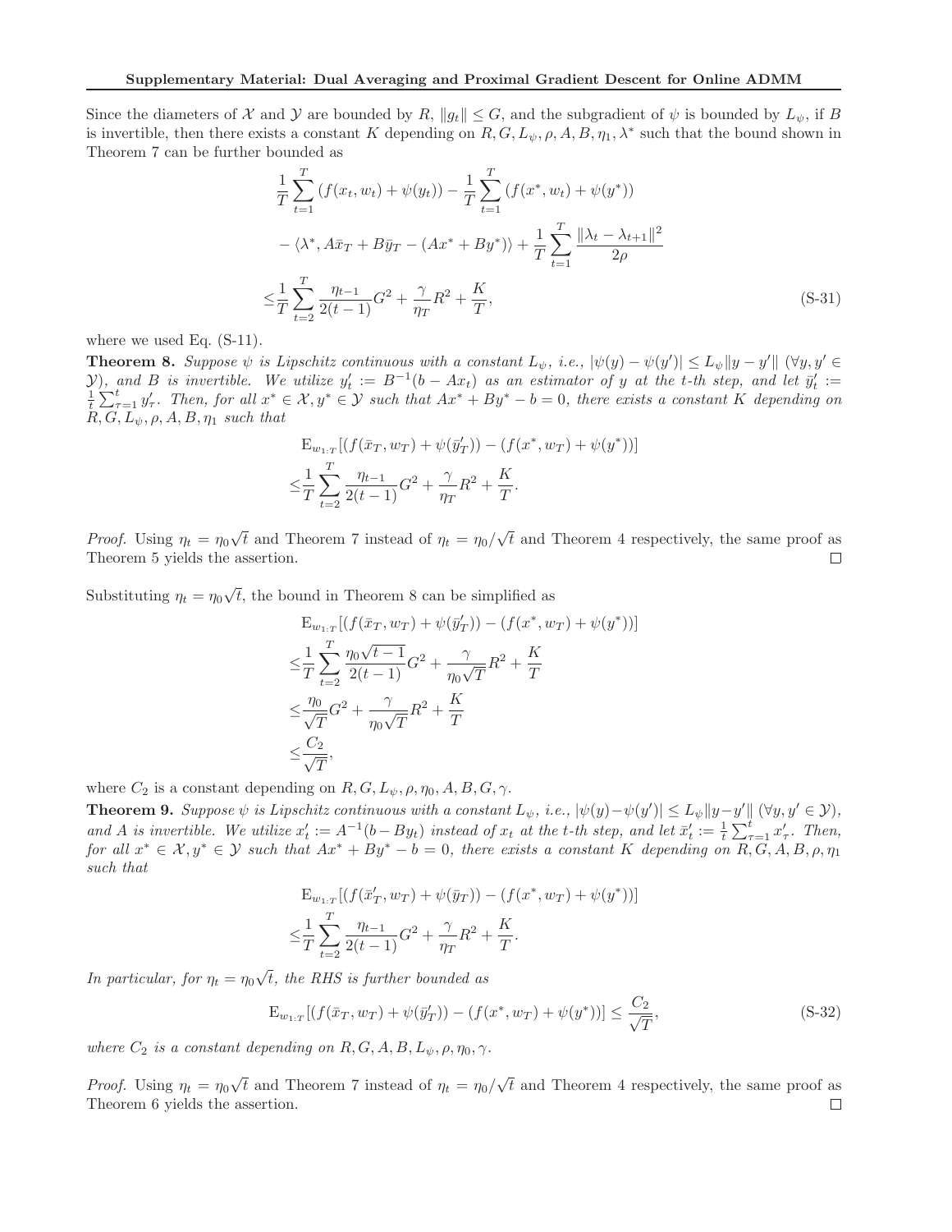Since the diameters of $\mathcal{X}$ and $\mathcal{Y}$ are bounded by $R$, $\|g_t\| \leq G$, and the subgradient of $\psi$ is bounded by $L_\psi$, if $B$ is invertible, then there exists a constant $K$ depending on $R, G, L_\psi, \rho, A, B, \eta_1, \lambda^*$ such that the bound shown in Theorem 7 can be further bounded as

$$
\begin{aligned}
&\frac{1}{T}\sum_{t=1}^{T}\left(f(x_t, w_t) + \psi(y_t)\right) - \frac{1}{T}\sum_{t=1}^{T}\left(f(x^*, w_t) + \psi(y^*)\right) \\
&- \langle \lambda^*, A\bar{x}_T + B\bar{y}_T - (Ax^* + By^*)\rangle + \frac{1}{T}\sum_{t=1}^{T}\frac{\|\lambda_t - \lambda_{t+1}\|^2}{2\rho} \\
\leq &\frac{1}{T}\sum_{t=2}^{T}\frac{\eta_{t-1}}{2(t-1)}G^2 + \frac{\gamma}{\eta_T}R^2 + \frac{K}{T},
\end{aligned} \tag{S-31}
$$

where we used Eq. (S-11).

**Theorem 8.** *Suppose $\psi$ is Lipschitz continuous with a constant $L_\psi$, i.e., $|\psi(y) - \psi(y')| \leq L_\psi\|y - y'\|$ ($\forall y, y' \in \mathcal{Y}$), and $B$ is invertible. We utilize $y'_t := B^{-1}(b - Ax_t)$ as an estimator of $y$ at the $t$-th step, and let $\bar{y}'_t := \frac{1}{t}\sum_{\tau=1}^{t} y'_\tau$. Then, for all $x^* \in \mathcal{X}, y^* \in \mathcal{Y}$ such that $Ax^* + By^* - b = 0$, there exists a constant $K$ depending on $R, G, L_\psi, \rho, A, B, \eta_1$ such that*

$$
\begin{aligned}
&\mathrm{E}_{w_{1:T}}[(f(\bar{x}_T, w_T) + \psi(\bar{y}'_T)) - (f(x^*, w_T) + \psi(y^*))] \\
\leq &\frac{1}{T}\sum_{t=2}^{T}\frac{\eta_{t-1}}{2(t-1)}G^2 + \frac{\gamma}{\eta_T}R^2 + \frac{K}{T}.
\end{aligned}
$$

*Proof.* Using $\eta_t = \eta_0\sqrt{t}$ and Theorem 7 instead of $\eta_t = \eta_0/\sqrt{t}$ and Theorem 4 respectively, the same proof as Theorem 5 yields the assertion. □

Substituting $\eta_t = \eta_0\sqrt{t}$, the bound in Theorem 8 can be simplified as

$$
\begin{aligned}
&\mathrm{E}_{w_{1:T}}[(f(\bar{x}_T, w_T) + \psi(\bar{y}'_T)) - (f(x^*, w_T) + \psi(y^*))] \\
\leq &\frac{1}{T}\sum_{t=2}^{T}\frac{\eta_0\sqrt{t-1}}{2(t-1)}G^2 + \frac{\gamma}{\eta_0\sqrt{T}}R^2 + \frac{K}{T} \\
\leq &\frac{\eta_0}{\sqrt{T}}G^2 + \frac{\gamma}{\eta_0\sqrt{T}}R^2 + \frac{K}{T} \\
\leq &\frac{C_2}{\sqrt{T}},
\end{aligned}
$$

where $C_2$ is a constant depending on $R, G, L_\psi, \rho, \eta_0, A, B, G, \gamma$.

**Theorem 9.** *Suppose $\psi$ is Lipschitz continuous with a constant $L_\psi$, i.e., $|\psi(y)-\psi(y')| \leq L_\psi\|y-y'\|$ ($\forall y, y' \in \mathcal{Y}$), and $A$ is invertible. We utilize $x'_t := A^{-1}(b - By_t)$ instead of $x_t$ at the $t$-th step, and let $\bar{x}'_t := \frac{1}{t}\sum_{\tau=1}^{t} x'_\tau$. Then, for all $x^* \in \mathcal{X}, y^* \in \mathcal{Y}$ such that $Ax^* + By^* - b = 0$, there exists a constant $K$ depending on $R, G, A, B, \rho, \eta_1$ such that*

$$
\begin{aligned}
&\mathrm{E}_{w_{1:T}}[(f(\bar{x}'_T, w_T) + \psi(\bar{y}_T)) - (f(x^*, w_T) + \psi(y^*))] \\
\leq &\frac{1}{T}\sum_{t=2}^{T}\frac{\eta_{t-1}}{2(t-1)}G^2 + \frac{\gamma}{\eta_T}R^2 + \frac{K}{T}.
\end{aligned}
$$

*In particular, for $\eta_t = \eta_0\sqrt{t}$, the RHS is further bounded as*

$$
\mathrm{E}_{w_{1:T}}[(f(\bar{x}_T, w_T) + \psi(\bar{y}'_T)) - (f(x^*, w_T) + \psi(y^*))] \leq \frac{C_2}{\sqrt{T}}, \tag{S-32}
$$

*where $C_2$ is a constant depending on $R, G, A, B, L_\psi, \rho, \eta_0, \gamma$.*

*Proof.* Using $\eta_t = \eta_0\sqrt{t}$ and Theorem 7 instead of $\eta_t = \eta_0/\sqrt{t}$ and Theorem 4 respectively, the same proof as Theorem 6 yields the assertion. □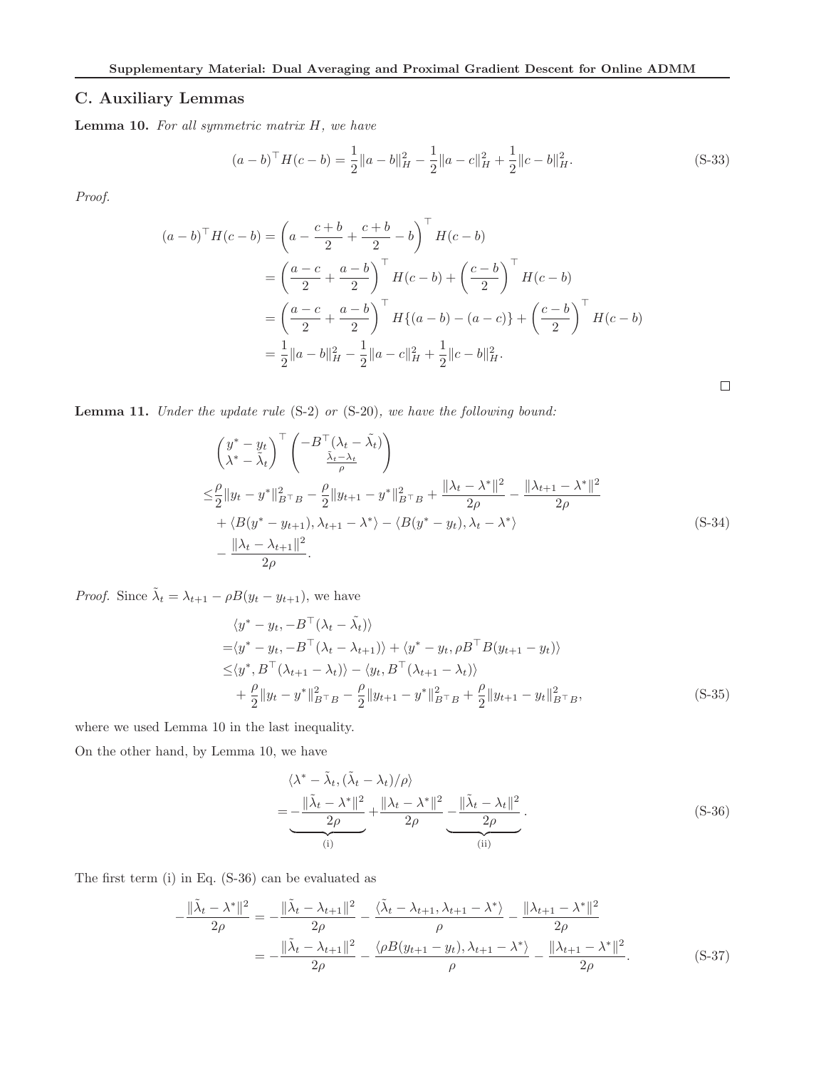## C. Auxiliary Lemmas

**Lemma 10.** *For all symmetric matrix $H$, we have*

$$(a-b)^\top H(c-b) = \frac{1}{2}\|a-b\|_H^2 - \frac{1}{2}\|a-c\|_H^2 + \frac{1}{2}\|c-b\|_H^2. \tag{S-33}$$

*Proof.*

$$\begin{aligned}
(a-b)^\top H(c-b) &= \left(a - \frac{c+b}{2} + \frac{c+b}{2} - b\right)^\top H(c-b) \\
&= \left(\frac{a-c}{2} + \frac{a-b}{2}\right)^\top H(c-b) + \left(\frac{c-b}{2}\right)^\top H(c-b) \\
&= \left(\frac{a-c}{2} + \frac{a-b}{2}\right)^\top H\{(a-b)-(a-c)\} + \left(\frac{c-b}{2}\right)^\top H(c-b) \\
&= \frac{1}{2}\|a-b\|_H^2 - \frac{1}{2}\|a-c\|_H^2 + \frac{1}{2}\|c-b\|_H^2.
\end{aligned}$$

□

**Lemma 11.** *Under the update rule (S-2) or (S-20), we have the following bound:*

$$\begin{aligned}
&\begin{pmatrix} y^* - y_t \\ \lambda^* - \tilde{\lambda}_t \end{pmatrix}^\top \begin{pmatrix} -B^\top(\lambda_t - \tilde{\lambda}_t) \\ \frac{\tilde{\lambda}_t - \lambda_t}{\rho} \end{pmatrix} \\
\leq &\frac{\rho}{2}\|y_t - y^*\|_{B^\top B}^2 - \frac{\rho}{2}\|y_{t+1} - y^*\|_{B^\top B}^2 + \frac{\|\lambda_t - \lambda^*\|^2}{2\rho} - \frac{\|\lambda_{t+1} - \lambda^*\|^2}{2\rho} \\
&+ \langle B(y^* - y_{t+1}), \lambda_{t+1} - \lambda^* \rangle - \langle B(y^* - y_t), \lambda_t - \lambda^* \rangle \\
&- \frac{\|\lambda_t - \lambda_{t+1}\|^2}{2\rho}.
\end{aligned} \tag{S-34}$$

*Proof.* Since $\tilde{\lambda}_t = \lambda_{t+1} - \rho B(y_t - y_{t+1})$, we have

$$\begin{aligned}
&\langle y^* - y_t, -B^\top(\lambda_t - \tilde{\lambda}_t)\rangle \\
=&\langle y^* - y_t, -B^\top(\lambda_t - \lambda_{t+1})\rangle + \langle y^* - y_t, \rho B^\top B(y_{t+1} - y_t)\rangle \\
\leq&\langle y^*, B^\top(\lambda_{t+1} - \lambda_t)\rangle - \langle y_t, B^\top(\lambda_{t+1} - \lambda_t)\rangle \\
&+ \frac{\rho}{2}\|y_t - y^*\|_{B^\top B}^2 - \frac{\rho}{2}\|y_{t+1} - y^*\|_{B^\top B}^2 + \frac{\rho}{2}\|y_{t+1} - y_t\|_{B^\top B}^2,
\end{aligned} \tag{S-35}$$

where we used Lemma 10 in the last inequality.

On the other hand, by Lemma 10, we have

$$\begin{aligned}
&\langle \lambda^* - \tilde{\lambda}_t, (\tilde{\lambda}_t - \lambda_t)/\rho \rangle \\
=&\underbrace{-\frac{\|\tilde{\lambda}_t - \lambda^*\|^2}{2\rho}}_{\text{(i)}} + \frac{\|\lambda_t - \lambda^*\|^2}{2\rho} \underbrace{-\frac{\|\tilde{\lambda}_t - \lambda_t\|^2}{2\rho}}_{\text{(ii)}}.
\end{aligned} \tag{S-36}$$

The first term (i) in Eq. (S-36) can be evaluated as

$$\begin{aligned}
-\frac{\|\tilde{\lambda}_t - \lambda^*\|^2}{2\rho} &= -\frac{\|\tilde{\lambda}_t - \lambda_{t+1}\|^2}{2\rho} - \frac{\langle \tilde{\lambda}_t - \lambda_{t+1}, \lambda_{t+1} - \lambda^* \rangle}{\rho} - \frac{\|\lambda_{t+1} - \lambda^*\|^2}{2\rho} \\
&= -\frac{\|\tilde{\lambda}_t - \lambda_{t+1}\|^2}{2\rho} - \frac{\langle \rho B(y_{t+1} - y_t), \lambda_{t+1} - \lambda^* \rangle}{\rho} - \frac{\|\lambda_{t+1} - \lambda^*\|^2}{2\rho}.
\end{aligned} \tag{S-37}$$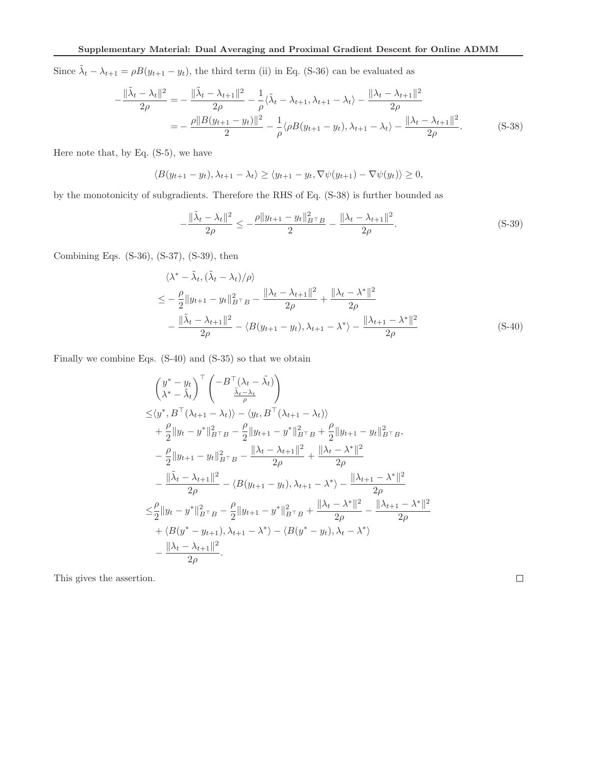Since $\tilde{\lambda}_t - \lambda_{t+1} = \rho B(y_{t+1} - y_t)$, the third term (ii) in Eq. (S-36) can be evaluated as

$$
\begin{aligned}
-\frac{\|\tilde{\lambda}_t - \lambda_t\|^2}{2\rho} &= -\frac{\|\tilde{\lambda}_t - \lambda_{t+1}\|^2}{2\rho} - \frac{1}{\rho}\langle \tilde{\lambda}_t - \lambda_{t+1}, \lambda_{t+1} - \lambda_t \rangle - \frac{\|\lambda_t - \lambda_{t+1}\|^2}{2\rho} \\
&= -\frac{\rho\|B(y_{t+1} - y_t)\|^2}{2} - \frac{1}{\rho}\langle \rho B(y_{t+1} - y_t), \lambda_{t+1} - \lambda_t \rangle - \frac{\|\lambda_t - \lambda_{t+1}\|^2}{2\rho}.
\end{aligned} \tag{S-38}
$$

Here note that, by Eq. (S-5), we have

$$
\langle B(y_{t+1} - y_t), \lambda_{t+1} - \lambda_t \rangle \geq \langle y_{t+1} - y_t, \nabla\psi(y_{t+1}) - \nabla\psi(y_t) \rangle \geq 0,
$$

by the monotonicity of subgradients. Therefore the RHS of Eq. (S-38) is further bounded as

$$
-\frac{\|\tilde{\lambda}_t - \lambda_t\|^2}{2\rho} \leq -\frac{\rho\|y_{t+1} - y_t\|^2_{B^\top B}}{2} - \frac{\|\lambda_t - \lambda_{t+1}\|^2}{2\rho}. \tag{S-39}
$$

Combining Eqs. (S-36), (S-37), (S-39), then

$$
\begin{aligned}
&\langle \lambda^* - \tilde{\lambda}_t, (\tilde{\lambda}_t - \lambda_t)/\rho \rangle \\
\leq& -\frac{\rho}{2}\|y_{t+1} - y_t\|^2_{B^\top B} - \frac{\|\lambda_t - \lambda_{t+1}\|^2}{2\rho} + \frac{\|\lambda_t - \lambda^*\|^2}{2\rho} \\
&- \frac{\|\tilde{\lambda}_t - \lambda_{t+1}\|^2}{2\rho} - \langle B(y_{t+1} - y_t), \lambda_{t+1} - \lambda^* \rangle - \frac{\|\lambda_{t+1} - \lambda^*\|^2}{2\rho}
\end{aligned} \tag{S-40}
$$

Finally we combine Eqs. (S-40) and (S-35) so that we obtain

$$
\begin{aligned}
&\begin{pmatrix} y^* - y_t \\ \lambda^* - \tilde{\lambda}_t \end{pmatrix}^\top \begin{pmatrix} -B^\top(\lambda_t - \tilde{\lambda}_t) \\ \frac{\tilde{\lambda}_t - \lambda_t}{\rho} \end{pmatrix} \\
\leq& \langle y^*, B^\top(\lambda_{t+1} - \lambda_t) \rangle - \langle y_t, B^\top(\lambda_{t+1} - \lambda_t) \rangle \\
&+ \frac{\rho}{2}\|y_t - y^*\|^2_{B^\top B} - \frac{\rho}{2}\|y_{t+1} - y^*\|^2_{B^\top B} + \frac{\rho}{2}\|y_{t+1} - y_t\|^2_{B^\top B}, \\
&- \frac{\rho}{2}\|y_{t+1} - y_t\|^2_{B^\top B} - \frac{\|\lambda_t - \lambda_{t+1}\|^2}{2\rho} + \frac{\|\lambda_t - \lambda^*\|^2}{2\rho} \\
&- \frac{\|\tilde{\lambda}_t - \lambda_{t+1}\|^2}{2\rho} - \langle B(y_{t+1} - y_t), \lambda_{t+1} - \lambda^* \rangle - \frac{\|\lambda_{t+1} - \lambda^*\|^2}{2\rho} \\
\leq& \frac{\rho}{2}\|y_t - y^*\|^2_{B^\top B} - \frac{\rho}{2}\|y_{t+1} - y^*\|^2_{B^\top B} + \frac{\|\lambda_t - \lambda^*\|^2}{2\rho} - \frac{\|\lambda_{t+1} - \lambda^*\|^2}{2\rho} \\
&+ \langle B(y^* - y_{t+1}), \lambda_{t+1} - \lambda^* \rangle - \langle B(y^* - y_t), \lambda_t - \lambda^* \rangle \\
&- \frac{\|\lambda_t - \lambda_{t+1}\|^2}{2\rho}.
\end{aligned}
$$

This gives the assertion. □